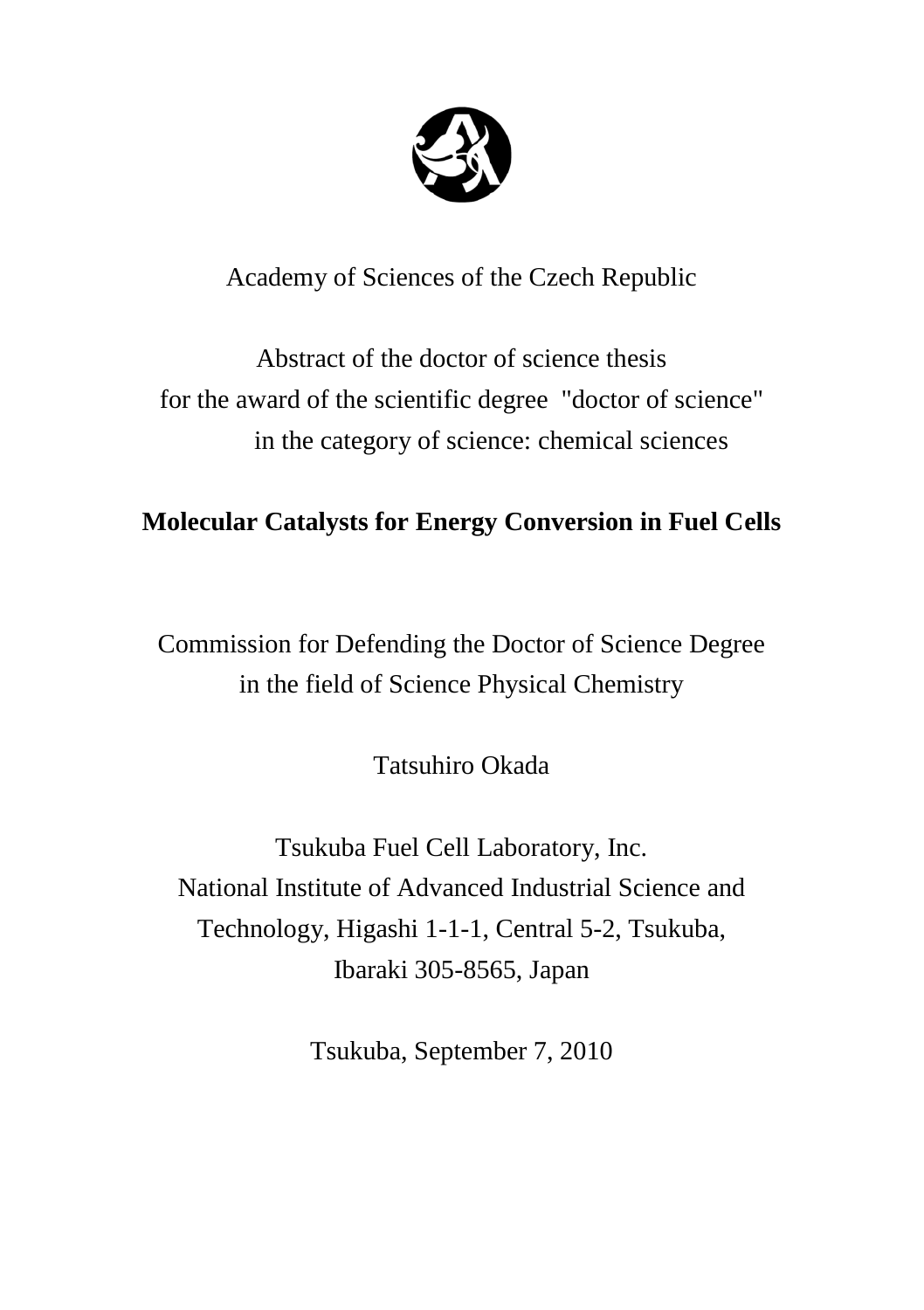Academy of Sciences of the Czech Republic

Abstract of the doctor of science thesis
for the award of the scientific degree "doctor of science"
in the category of science: chemical sciences

# Molecular Catalysts for Energy Conversion in Fuel Cells

Commission for Defending the Doctor of Science Degree
in the field of Science Physical Chemistry

Tatsuhiro Okada

Tsukuba Fuel Cell Laboratory, Inc.
National Institute of Advanced Industrial Science and
Technology, Higashi 1-1-1, Central 5-2, Tsukuba,
Ibaraki 305-8565, Japan

Tsukuba, September 7, 2010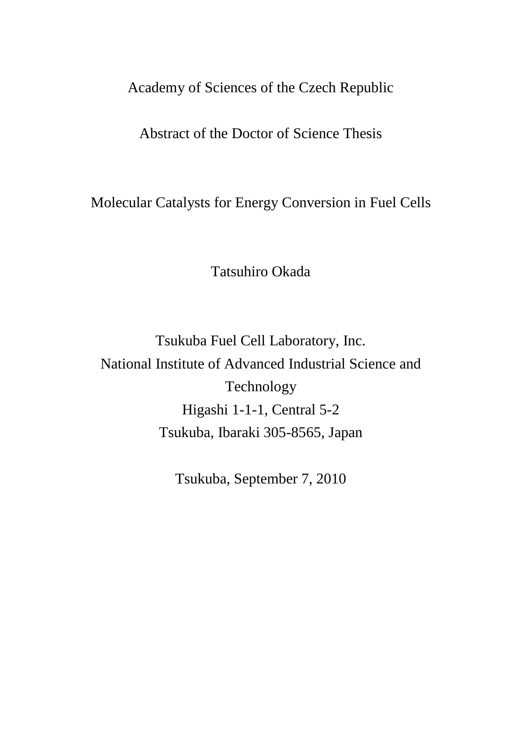Academy of Sciences of the Czech Republic

Abstract of the Doctor of Science Thesis

# Molecular Catalysts for Energy Conversion in Fuel Cells

Tatsuhiro Okada

Tsukuba Fuel Cell Laboratory, Inc.
National Institute of Advanced Industrial Science and Technology
Higashi 1-1-1, Central 5-2
Tsukuba, Ibaraki 305-8565, Japan

Tsukuba, September 7, 2010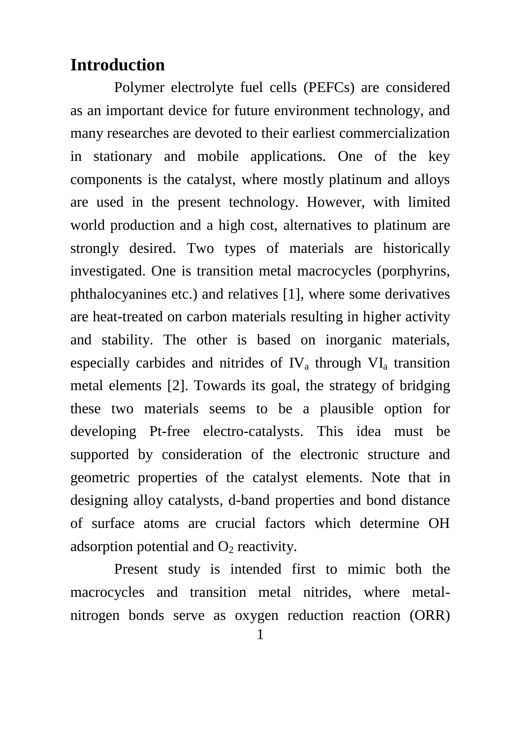# Introduction

Polymer electrolyte fuel cells (PEFCs) are considered as an important device for future environment technology, and many researches are devoted to their earliest commercialization in stationary and mobile applications. One of the key components is the catalyst, where mostly platinum and alloys are used in the present technology. However, with limited world production and a high cost, alternatives to platinum are strongly desired. Two types of materials are historically investigated. One is transition metal macrocycles (porphyrins, phthalocyanines etc.) and relatives [1], where some derivatives are heat-treated on carbon materials resulting in higher activity and stability. The other is based on inorganic materials, especially carbides and nitrides of $IV_a$ through $VI_a$ transition metal elements [2]. Towards its goal, the strategy of bridging these two materials seems to be a plausible option for developing Pt-free electro-catalysts. This idea must be supported by consideration of the electronic structure and geometric properties of the catalyst elements. Note that in designing alloy catalysts, d-band properties and bond distance of surface atoms are crucial factors which determine OH adsorption potential and $O_2$ reactivity.

Present study is intended first to mimic both the macrocycles and transition metal nitrides, where metal-nitrogen bonds serve as oxygen reduction reaction (ORR)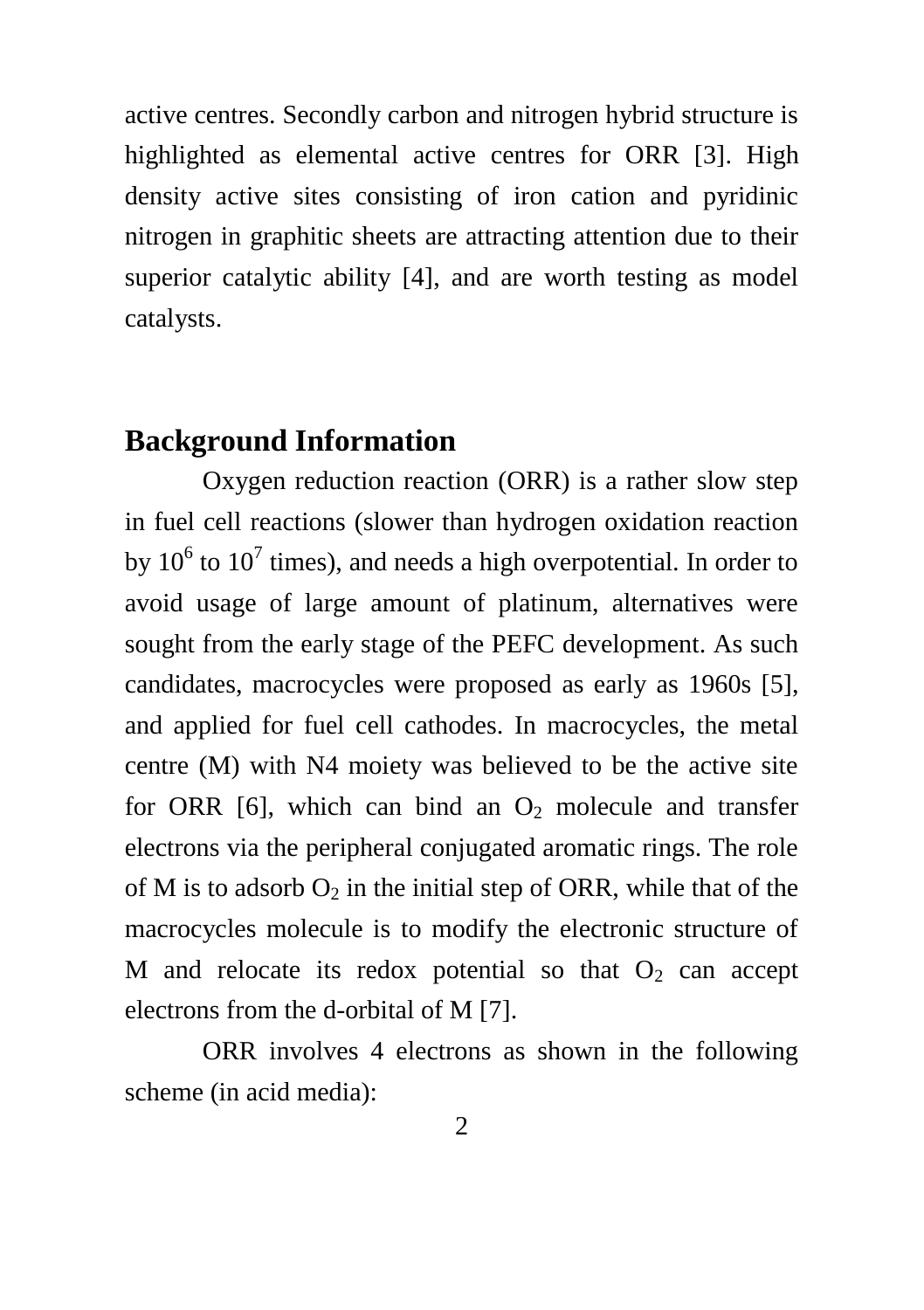active centres. Secondly carbon and nitrogen hybrid structure is highlighted as elemental active centres for ORR [3]. High density active sites consisting of iron cation and pyridinic nitrogen in graphitic sheets are attracting attention due to their superior catalytic ability [4], and are worth testing as model catalysts.

## Background Information

Oxygen reduction reaction (ORR) is a rather slow step in fuel cell reactions (slower than hydrogen oxidation reaction by $10^6$ to $10^7$ times), and needs a high overpotential. In order to avoid usage of large amount of platinum, alternatives were sought from the early stage of the PEFC development. As such candidates, macrocycles were proposed as early as 1960s [5], and applied for fuel cell cathodes. In macrocycles, the metal centre (M) with N4 moiety was believed to be the active site for ORR [6], which can bind an $O_2$ molecule and transfer electrons via the peripheral conjugated aromatic rings. The role of M is to adsorb $O_2$ in the initial step of ORR, while that of the macrocycles molecule is to modify the electronic structure of M and relocate its redox potential so that $O_2$ can accept electrons from the d-orbital of M [7].

ORR involves 4 electrons as shown in the following scheme (in acid media):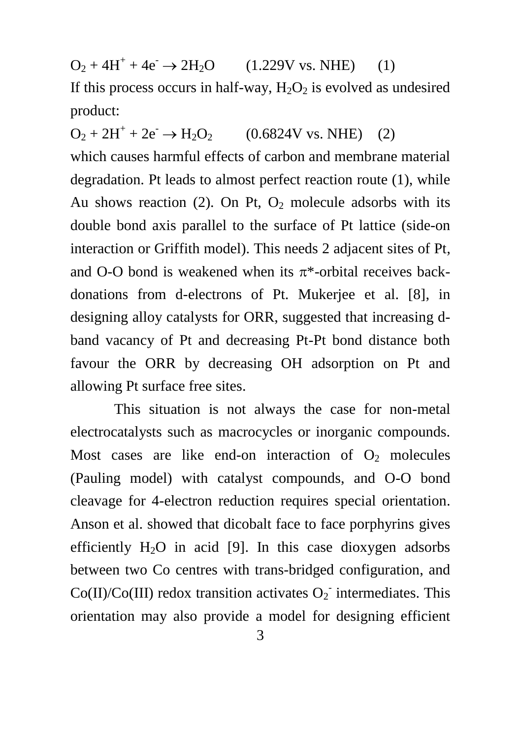$$O_2 + 4H^+ + 4e^- \rightarrow 2H_2O \qquad (1.229\text{V vs. NHE}) \qquad (1)$$

If this process occurs in half-way, $H_2O_2$ is evolved as undesired product:

$$O_2 + 2H^+ + 2e^- \rightarrow H_2O_2 \qquad (0.6824\text{V vs. NHE}) \qquad (2)$$

which causes harmful effects of carbon and membrane material degradation. Pt leads to almost perfect reaction route (1), while Au shows reaction (2). On Pt, $O_2$ molecule adsorbs with its double bond axis parallel to the surface of Pt lattice (side-on interaction or Griffith model). This needs 2 adjacent sites of Pt, and O-O bond is weakened when its $\pi$*-orbital receives back-donations from d-electrons of Pt. Mukerjee et al. [8], in designing alloy catalysts for ORR, suggested that increasing d-band vacancy of Pt and decreasing Pt-Pt bond distance both favour the ORR by decreasing OH adsorption on Pt and allowing Pt surface free sites.

This situation is not always the case for non-metal electrocatalysts such as macrocycles or inorganic compounds. Most cases are like end-on interaction of $O_2$ molecules (Pauling model) with catalyst compounds, and O-O bond cleavage for 4-electron reduction requires special orientation. Anson et al. showed that dicobalt face to face porphyrins gives efficiently $H_2O$ in acid [9]. In this case dioxygen adsorbs between two Co centres with trans-bridged configuration, and Co(II)/Co(III) redox transition activates $O_2^-$ intermediates. This orientation may also provide a model for designing efficient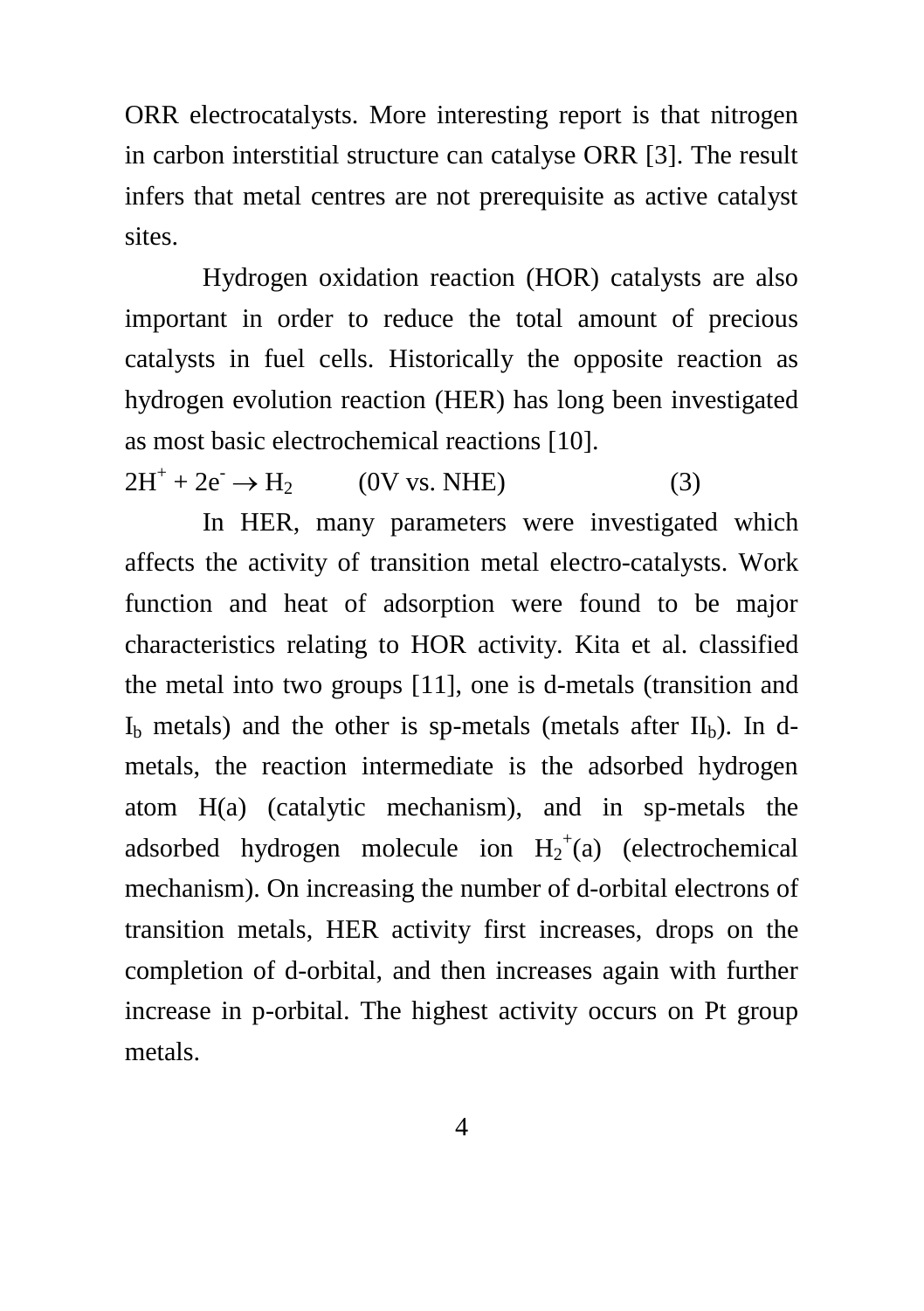ORR electrocatalysts. More interesting report is that nitrogen in carbon interstitial structure can catalyse ORR [3]. The result infers that metal centres are not prerequisite as active catalyst sites.

Hydrogen oxidation reaction (HOR) catalysts are also important in order to reduce the total amount of precious catalysts in fuel cells. Historically the opposite reaction as hydrogen evolution reaction (HER) has long been investigated as most basic electrochemical reactions [10].

$$2H^+ + 2e^- \rightarrow H_2 \qquad \text{(0V vs. NHE)} \qquad (3)$$

In HER, many parameters were investigated which affects the activity of transition metal electro-catalysts. Work function and heat of adsorption were found to be major characteristics relating to HOR activity. Kita et al. classified the metal into two groups [11], one is d-metals (transition and $I_b$ metals) and the other is sp-metals (metals after $II_b$). In d-metals, the reaction intermediate is the adsorbed hydrogen atom H(a) (catalytic mechanism), and in sp-metals the adsorbed hydrogen molecule ion $H_2^+$(a) (electrochemical mechanism). On increasing the number of d-orbital electrons of transition metals, HER activity first increases, drops on the completion of d-orbital, and then increases again with further increase in p-orbital. The highest activity occurs on Pt group metals.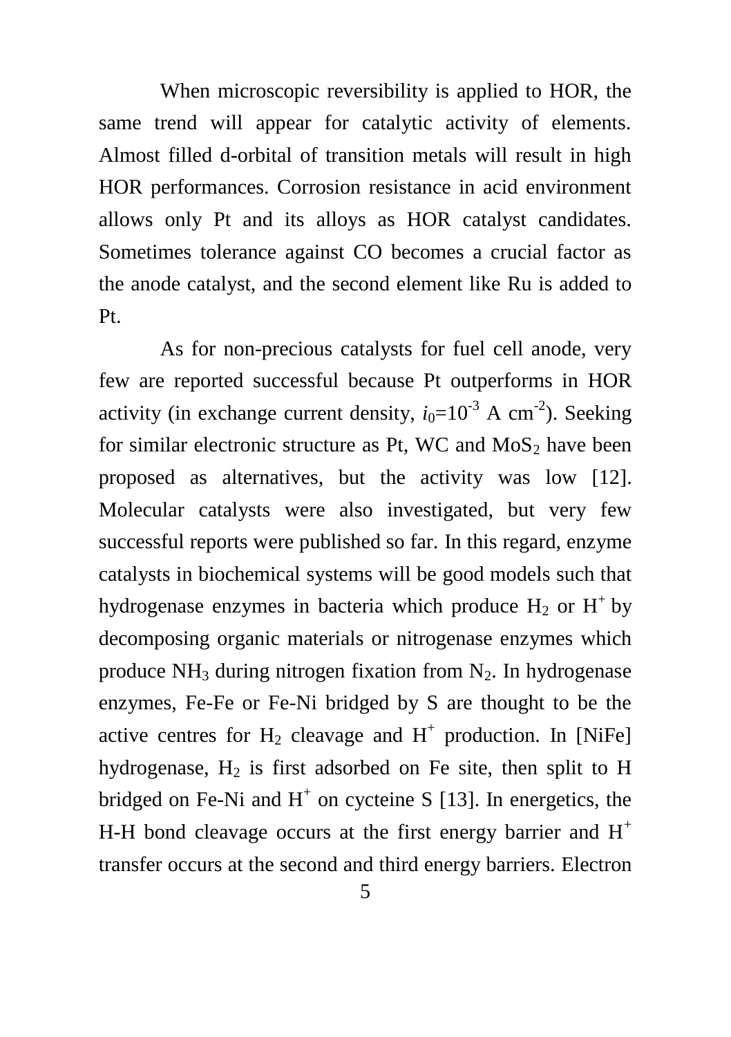When microscopic reversibility is applied to HOR, the same trend will appear for catalytic activity of elements. Almost filled d-orbital of transition metals will result in high HOR performances. Corrosion resistance in acid environment allows only Pt and its alloys as HOR catalyst candidates. Sometimes tolerance against CO becomes a crucial factor as the anode catalyst, and the second element like Ru is added to Pt.

As for non-precious catalysts for fuel cell anode, very few are reported successful because Pt outperforms in HOR activity (in exchange current density, $i_0=10^{-3}$ A cm$^{-2}$). Seeking for similar electronic structure as Pt, WC and $MoS_2$ have been proposed as alternatives, but the activity was low [12]. Molecular catalysts were also investigated, but very few successful reports were published so far. In this regard, enzyme catalysts in biochemical systems will be good models such that hydrogenase enzymes in bacteria which produce $H_2$ or $H^+$ by decomposing organic materials or nitrogenase enzymes which produce $NH_3$ during nitrogen fixation from $N_2$. In hydrogenase enzymes, Fe-Fe or Fe-Ni bridged by S are thought to be the active centres for $H_2$ cleavage and $H^+$ production. In [NiFe] hydrogenase, $H_2$ is first adsorbed on Fe site, then split to H bridged on Fe-Ni and $H^+$ on cycteine S [13]. In energetics, the H-H bond cleavage occurs at the first energy barrier and $H^+$ transfer occurs at the second and third energy barriers. Electron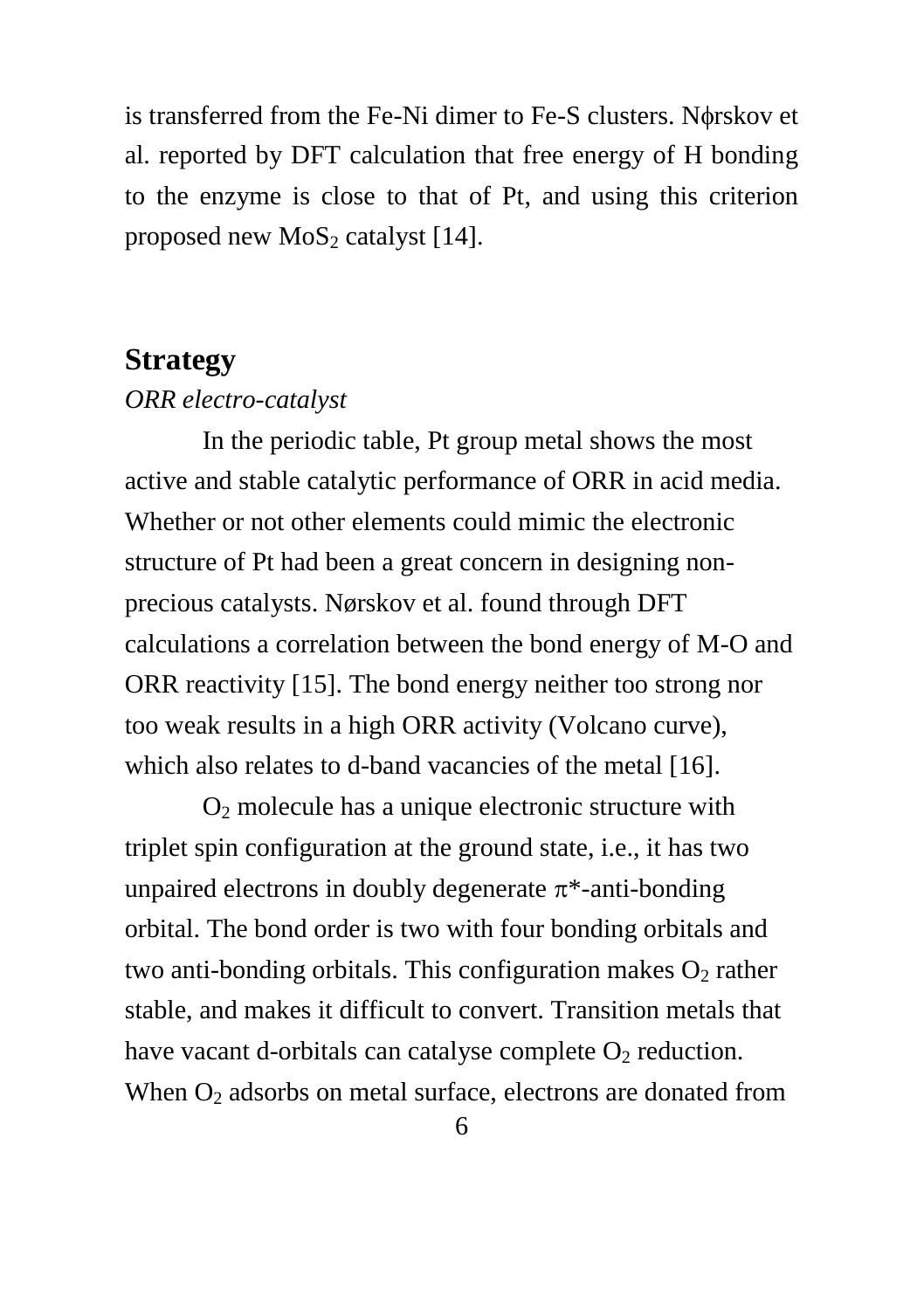is transferred from the Fe-Ni dimer to Fe-S clusters. Nϕrskov et al. reported by DFT calculation that free energy of H bonding to the enzyme is close to that of Pt, and using this criterion proposed new $MoS_2$ catalyst [14].

## Strategy

*ORR electro-catalyst*

In the periodic table, Pt group metal shows the most active and stable catalytic performance of ORR in acid media. Whether or not other elements could mimic the electronic structure of Pt had been a great concern in designing non-precious catalysts. Nørskov et al. found through DFT calculations a correlation between the bond energy of M-O and ORR reactivity [15]. The bond energy neither too strong nor too weak results in a high ORR activity (Volcano curve), which also relates to d-band vacancies of the metal [16].

$O_2$ molecule has a unique electronic structure with triplet spin configuration at the ground state, i.e., it has two unpaired electrons in doubly degenerate $\pi$*-anti-bonding orbital. The bond order is two with four bonding orbitals and two anti-bonding orbitals. This configuration makes $O_2$ rather stable, and makes it difficult to convert. Transition metals that have vacant d-orbitals can catalyse complete $O_2$ reduction. When $O_2$ adsorbs on metal surface, electrons are donated from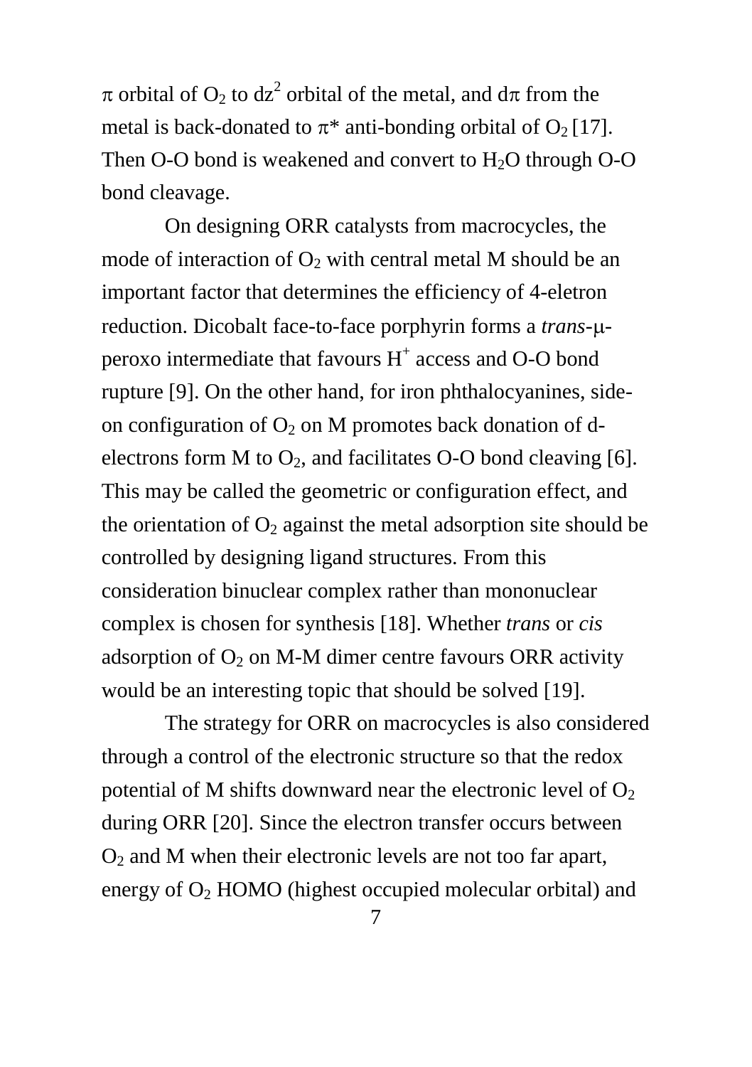π orbital of $O_2$ to $dz^2$ orbital of the metal, and dπ from the metal is back-donated to π* anti-bonding orbital of $O_2$ [17]. Then O-O bond is weakened and convert to $H_2O$ through O-O bond cleavage.

On designing ORR catalysts from macrocycles, the mode of interaction of $O_2$ with central metal M should be an important factor that determines the efficiency of 4-eletron reduction. Dicobalt face-to-face porphyrin forms a *trans*-μ-peroxo intermediate that favours $H^+$ access and O-O bond rupture [9]. On the other hand, for iron phthalocyanines, side-on configuration of $O_2$ on M promotes back donation of d-electrons form M to $O_2$, and facilitates O-O bond cleaving [6]. This may be called the geometric or configuration effect, and the orientation of $O_2$ against the metal adsorption site should be controlled by designing ligand structures. From this consideration binuclear complex rather than mononuclear complex is chosen for synthesis [18]. Whether *trans* or *cis* adsorption of $O_2$ on M-M dimer centre favours ORR activity would be an interesting topic that should be solved [19].

The strategy for ORR on macrocycles is also considered through a control of the electronic structure so that the redox potential of M shifts downward near the electronic level of $O_2$ during ORR [20]. Since the electron transfer occurs between $O_2$ and M when their electronic levels are not too far apart, energy of $O_2$ HOMO (highest occupied molecular orbital) and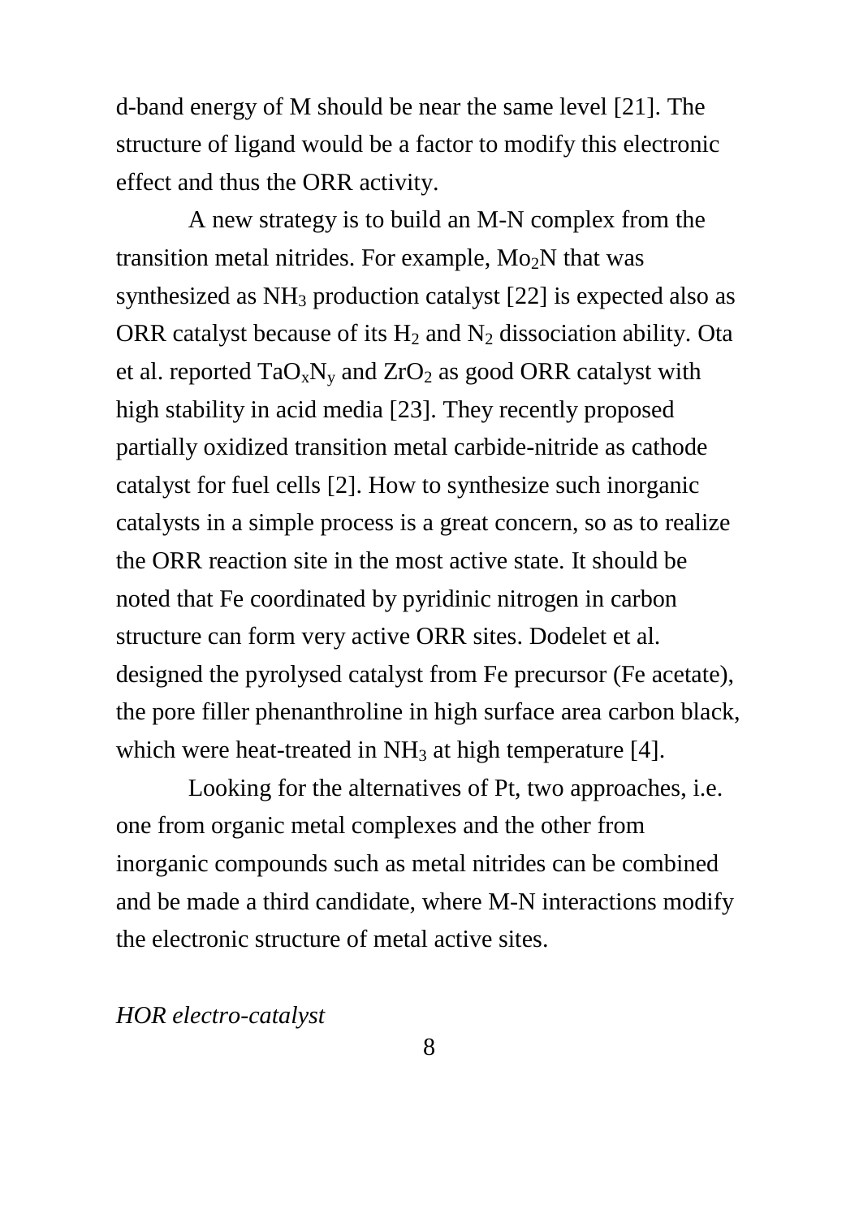d-band energy of M should be near the same level [21]. The structure of ligand would be a factor to modify this electronic effect and thus the ORR activity.

A new strategy is to build an M-N complex from the transition metal nitrides. For example, $Mo_2N$ that was synthesized as $NH_3$ production catalyst [22] is expected also as ORR catalyst because of its $H_2$ and $N_2$ dissociation ability. Ota et al. reported $TaO_xN_y$ and $ZrO_2$ as good ORR catalyst with high stability in acid media [23]. They recently proposed partially oxidized transition metal carbide-nitride as cathode catalyst for fuel cells [2]. How to synthesize such inorganic catalysts in a simple process is a great concern, so as to realize the ORR reaction site in the most active state. It should be noted that Fe coordinated by pyridinic nitrogen in carbon structure can form very active ORR sites. Dodelet et al. designed the pyrolysed catalyst from Fe precursor (Fe acetate), the pore filler phenanthroline in high surface area carbon black, which were heat-treated in $NH_3$ at high temperature [4].

Looking for the alternatives of Pt, two approaches, i.e. one from organic metal complexes and the other from inorganic compounds such as metal nitrides can be combined and be made a third candidate, where M-N interactions modify the electronic structure of metal active sites.

*HOR electro-catalyst*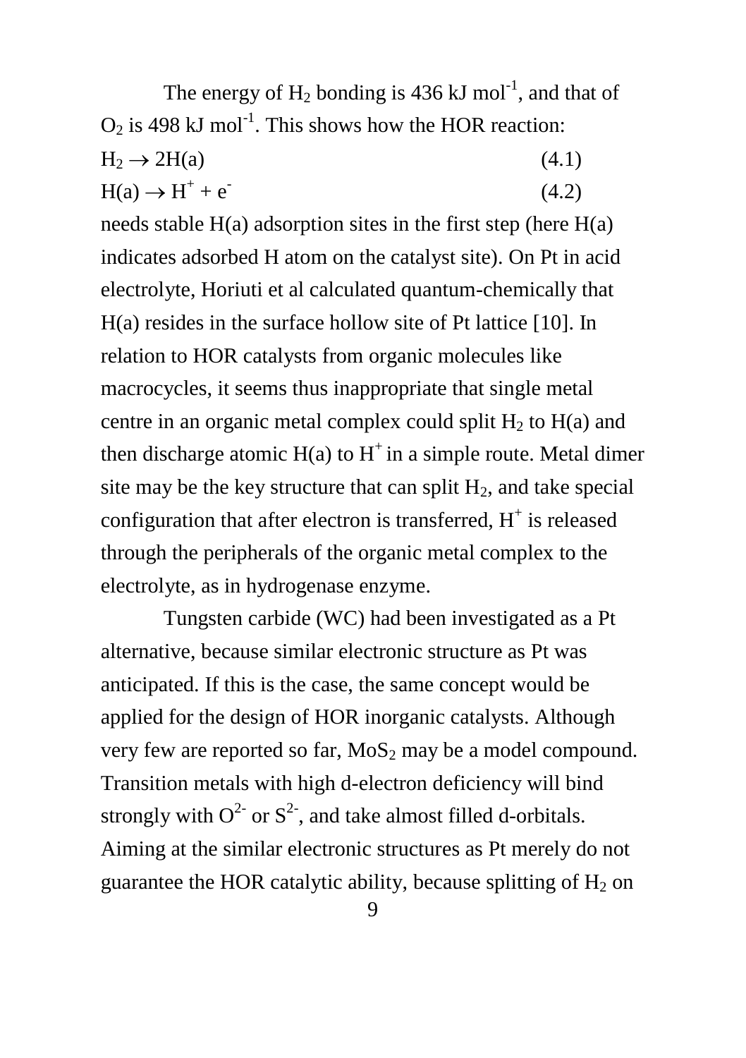The energy of $H_2$ bonding is 436 kJ mol$^{-1}$, and that of $O_2$ is 498 kJ mol$^{-1}$. This shows how the HOR reaction:

$$H_2 \rightarrow 2H(a) \qquad (4.1)$$

$$H(a) \rightarrow H^+ + e^- \qquad (4.2)$$

needs stable H(a) adsorption sites in the first step (here H(a) indicates adsorbed H atom on the catalyst site). On Pt in acid electrolyte, Horiuti et al calculated quantum-chemically that H(a) resides in the surface hollow site of Pt lattice [10]. In relation to HOR catalysts from organic molecules like macrocycles, it seems thus inappropriate that single metal centre in an organic metal complex could split $H_2$ to H(a) and then discharge atomic H(a) to $H^+$ in a simple route. Metal dimer site may be the key structure that can split $H_2$, and take special configuration that after electron is transferred, $H^+$ is released through the peripherals of the organic metal complex to the electrolyte, as in hydrogenase enzyme.

Tungsten carbide (WC) had been investigated as a Pt alternative, because similar electronic structure as Pt was anticipated. If this is the case, the same concept would be applied for the design of HOR inorganic catalysts. Although very few are reported so far, $MoS_2$ may be a model compound. Transition metals with high d-electron deficiency will bind strongly with $O^{2-}$ or $S^{2-}$, and take almost filled d-orbitals. Aiming at the similar electronic structures as Pt merely do not guarantee the HOR catalytic ability, because splitting of $H_2$ on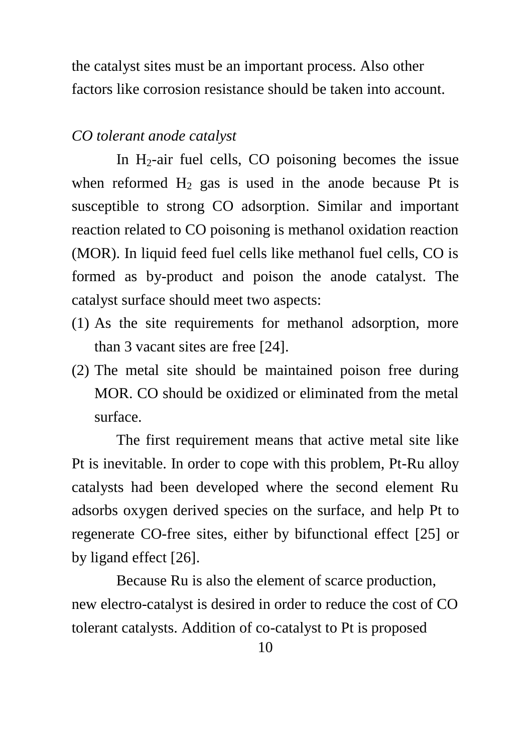the catalyst sites must be an important process. Also other factors like corrosion resistance should be taken into account.

*CO tolerant anode catalyst*

In $H_2$-air fuel cells, CO poisoning becomes the issue when reformed $H_2$ gas is used in the anode because Pt is susceptible to strong CO adsorption. Similar and important reaction related to CO poisoning is methanol oxidation reaction (MOR). In liquid feed fuel cells like methanol fuel cells, CO is formed as by-product and poison the anode catalyst. The catalyst surface should meet two aspects:

(1) As the site requirements for methanol adsorption, more than 3 vacant sites are free [24].
(2) The metal site should be maintained poison free during MOR. CO should be oxidized or eliminated from the metal surface.

The first requirement means that active metal site like Pt is inevitable. In order to cope with this problem, Pt-Ru alloy catalysts had been developed where the second element Ru adsorbs oxygen derived species on the surface, and help Pt to regenerate CO-free sites, either by bifunctional effect [25] or by ligand effect [26].

Because Ru is also the element of scarce production, new electro-catalyst is desired in order to reduce the cost of CO tolerant catalysts. Addition of co-catalyst to Pt is proposed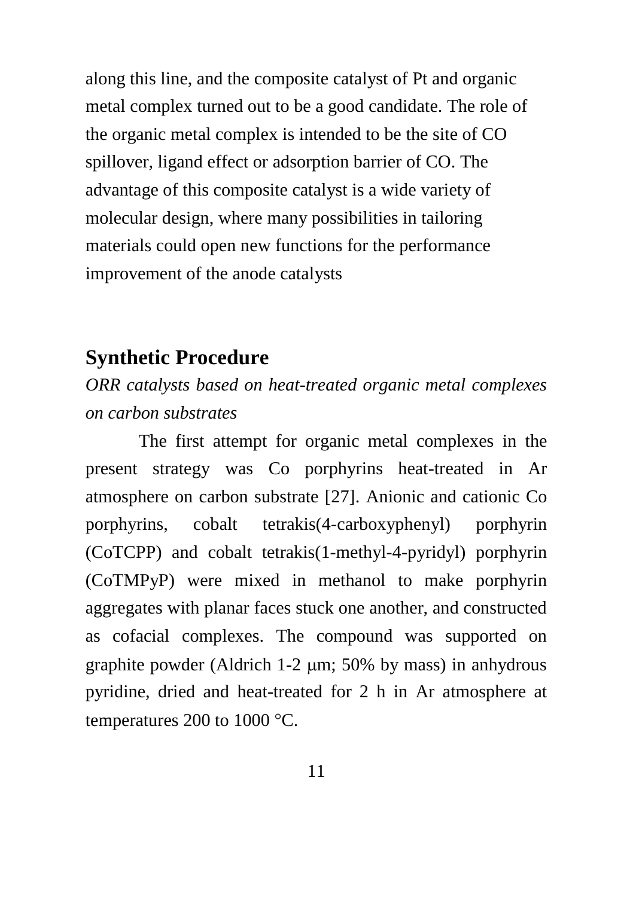along this line, and the composite catalyst of Pt and organic metal complex turned out to be a good candidate. The role of the organic metal complex is intended to be the site of CO spillover, ligand effect or adsorption barrier of CO. The advantage of this composite catalyst is a wide variety of molecular design, where many possibilities in tailoring materials could open new functions for the performance improvement of the anode catalysts

## Synthetic Procedure

*ORR catalysts based on heat-treated organic metal complexes on carbon substrates*

The first attempt for organic metal complexes in the present strategy was Co porphyrins heat-treated in Ar atmosphere on carbon substrate [27]. Anionic and cationic Co porphyrins, cobalt tetrakis(4-carboxyphenyl) porphyrin (CoTCPP) and cobalt tetrakis(1-methyl-4-pyridyl) porphyrin (CoTMPyP) were mixed in methanol to make porphyrin aggregates with planar faces stuck one another, and constructed as cofacial complexes. The compound was supported on graphite powder (Aldrich 1-2 μm; 50% by mass) in anhydrous pyridine, dried and heat-treated for 2 h in Ar atmosphere at temperatures 200 to 1000 °C.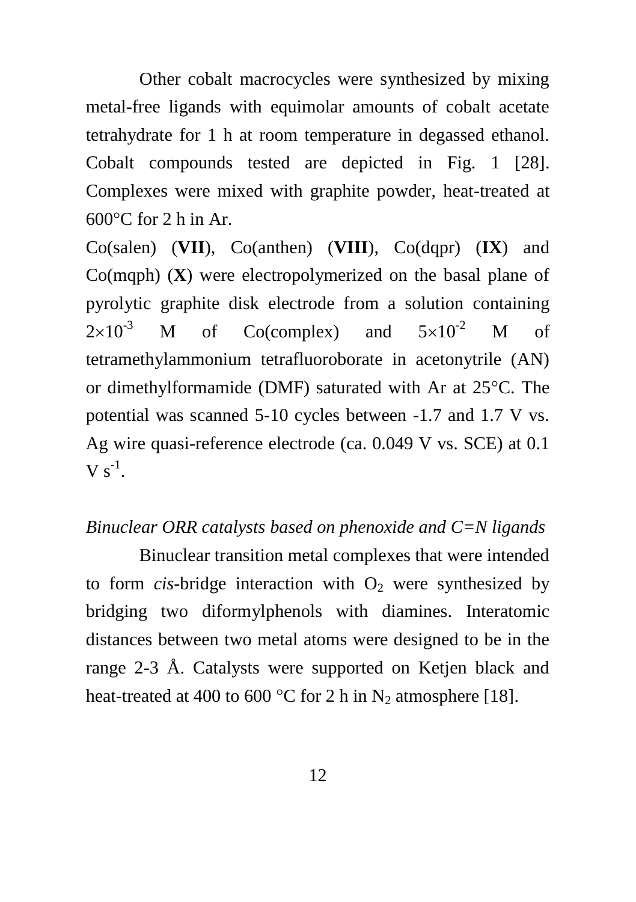Other cobalt macrocycles were synthesized by mixing metal-free ligands with equimolar amounts of cobalt acetate tetrahydrate for 1 h at room temperature in degassed ethanol. Cobalt compounds tested are depicted in Fig. 1 [28]. Complexes were mixed with graphite powder, heat-treated at 600°C for 2 h in Ar.

Co(salen) (**VII**), Co(anthen) (**VIII**), Co(dqpr) (**IX**) and Co(mqph) (**X**) were electropolymerized on the basal plane of pyrolytic graphite disk electrode from a solution containing $2\times10^{-3}$ M of Co(complex) and $5\times10^{-2}$ M of tetramethylammonium tetrafluoroborate in acetonytrile (AN) or dimethylformamide (DMF) saturated with Ar at 25°C. The potential was scanned 5-10 cycles between -1.7 and 1.7 V vs. Ag wire quasi-reference electrode (ca. 0.049 V vs. SCE) at 0.1 V $s^{-1}$.

*Binuclear ORR catalysts based on phenoxide and C=N ligands*

Binuclear transition metal complexes that were intended to form *cis*-bridge interaction with $O_2$ were synthesized by bridging two diformylphenols with diamines. Interatomic distances between two metal atoms were designed to be in the range 2-3 Å. Catalysts were supported on Ketjen black and heat-treated at 400 to 600 °C for 2 h in $N_2$ atmosphere [18].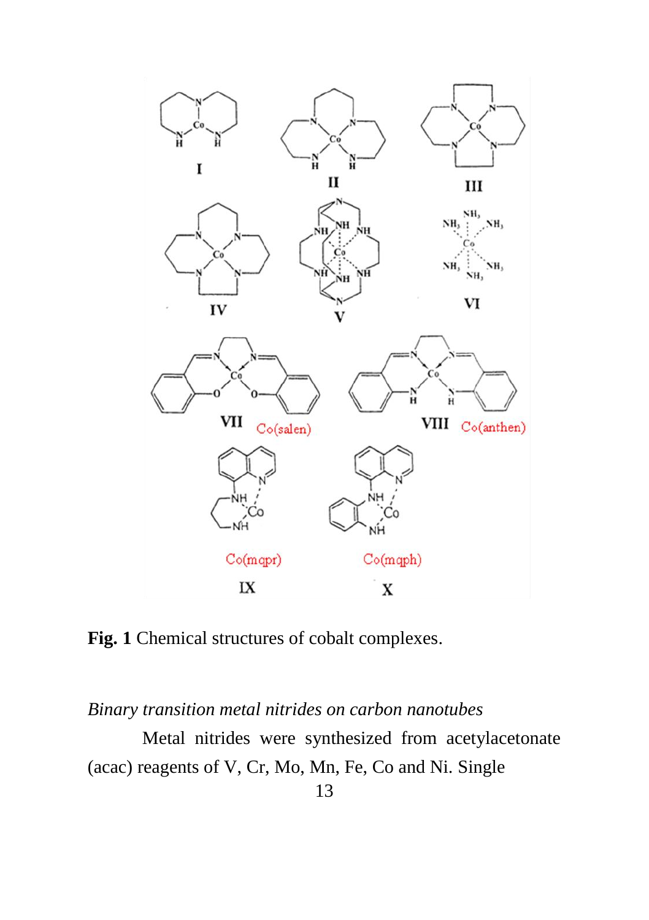**Fig. 1** Chemical structures of cobalt complexes.

*Binary transition metal nitrides on carbon nanotubes*

Metal nitrides were synthesized from acetylacetonate (acac) reagents of V, Cr, Mo, Mn, Fe, Co and Ni. Single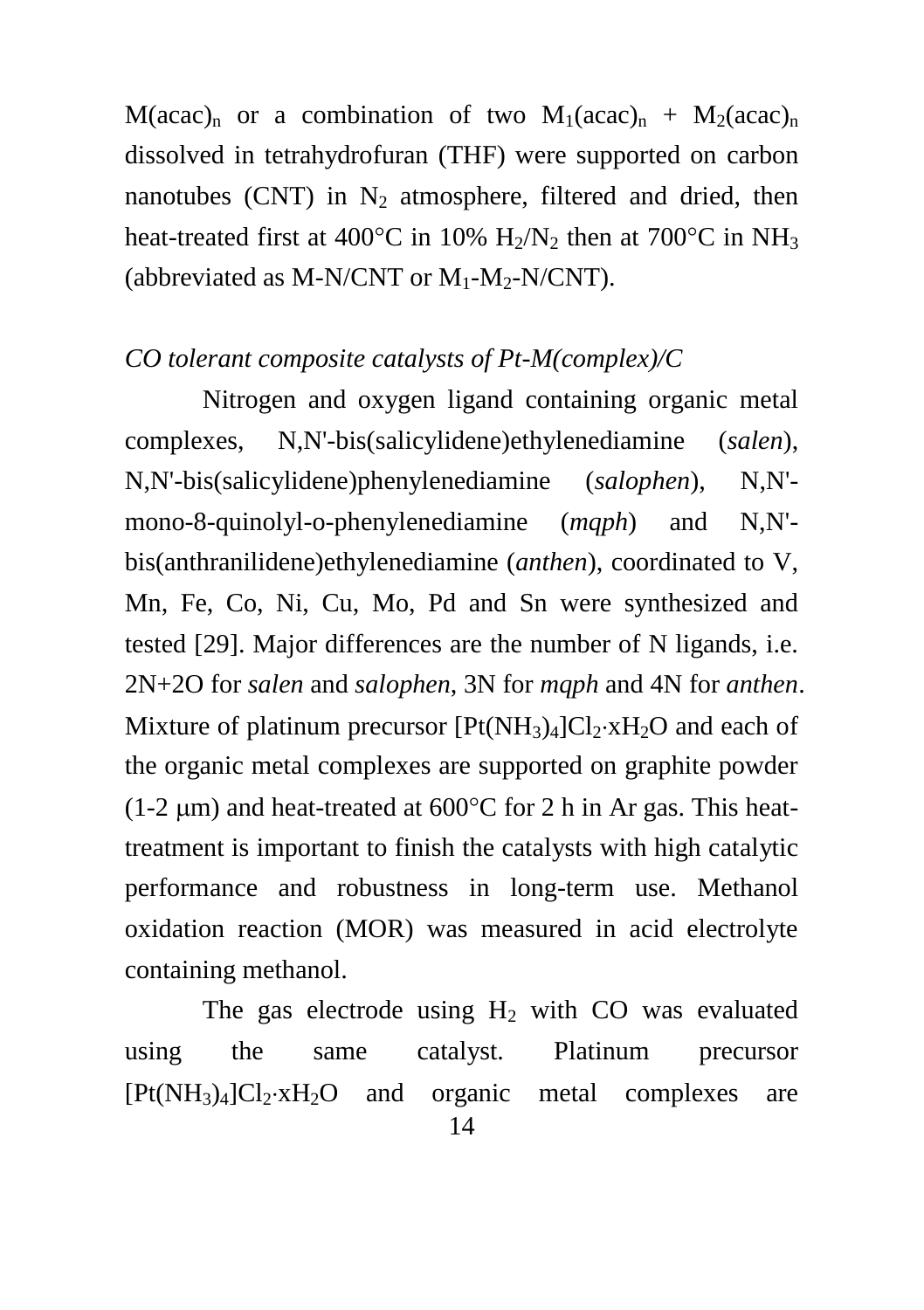$M(acac)_n$ or a combination of two $M_1(acac)_n$ + $M_2(acac)_n$ dissolved in tetrahydrofuran (THF) were supported on carbon nanotubes (CNT) in $N_2$ atmosphere, filtered and dried, then heat-treated first at 400°C in 10% $H_2/N_2$ then at 700°C in $NH_3$ (abbreviated as M-N/CNT or $M_1$-$M_2$-N/CNT).

*CO tolerant composite catalysts of Pt-M(complex)/C*

Nitrogen and oxygen ligand containing organic metal complexes, N,N'-bis(salicylidene)ethylenediamine (*salen*), N,N'-bis(salicylidene)phenylenediamine (*salophen*), N,N'-mono-8-quinolyl-o-phenylenediamine (*mqph*) and N,N'-bis(anthranilidene)ethylenediamine (*anthen*), coordinated to V, Mn, Fe, Co, Ni, Cu, Mo, Pd and Sn were synthesized and tested [29]. Major differences are the number of N ligands, i.e. 2N+2O for *salen* and *salophen*, 3N for *mqph* and 4N for *anthen*. Mixture of platinum precursor $[Pt(NH_3)_4]Cl_2{\cdot}xH_2O$ and each of the organic metal complexes are supported on graphite powder (1-2 μm) and heat-treated at 600°C for 2 h in Ar gas. This heat-treatment is important to finish the catalysts with high catalytic performance and robustness in long-term use. Methanol oxidation reaction (MOR) was measured in acid electrolyte containing methanol.

The gas electrode using $H_2$ with CO was evaluated using the same catalyst. Platinum precursor $[Pt(NH_3)_4]Cl_2{\cdot}xH_2O$ and organic metal complexes are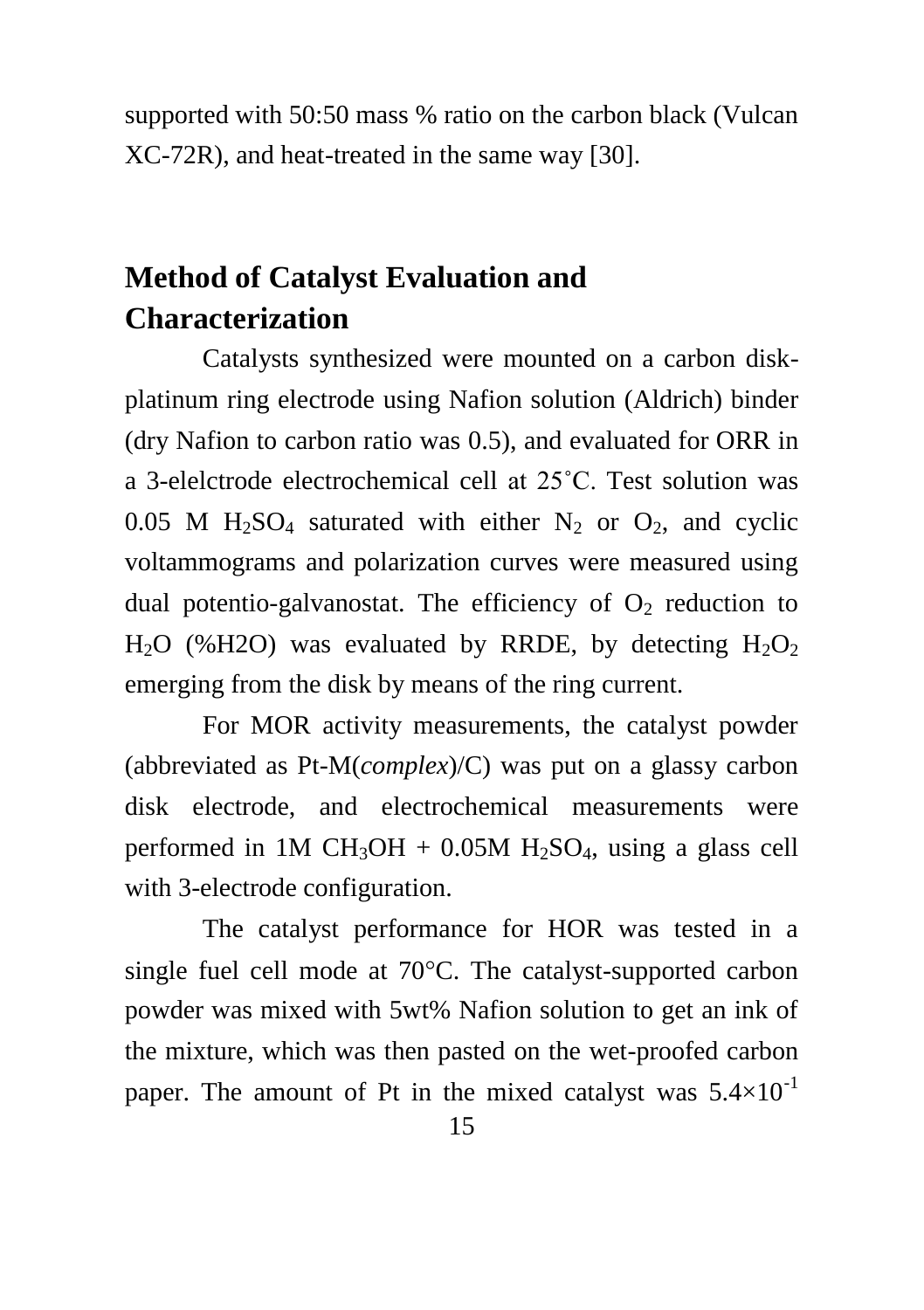supported with 50:50 mass % ratio on the carbon black (Vulcan XC-72R), and heat-treated in the same way [30].

## Method of Catalyst Evaluation and Characterization

Catalysts synthesized were mounted on a carbon disk-platinum ring electrode using Nafion solution (Aldrich) binder (dry Nafion to carbon ratio was 0.5), and evaluated for ORR in a 3-elelctrode electrochemical cell at 25˚C. Test solution was 0.05 M $H_2SO_4$ saturated with either $N_2$ or $O_2$, and cyclic voltammograms and polarization curves were measured using dual potentio-galvanostat. The efficiency of $O_2$ reduction to $H_2O$ (%H2O) was evaluated by RRDE, by detecting $H_2O_2$ emerging from the disk by means of the ring current.

For MOR activity measurements, the catalyst powder (abbreviated as Pt-M(*complex*)/C) was put on a glassy carbon disk electrode, and electrochemical measurements were performed in 1M $CH_3OH$ + 0.05M $H_2SO_4$, using a glass cell with 3-electrode configuration.

The catalyst performance for HOR was tested in a single fuel cell mode at 70°C. The catalyst-supported carbon powder was mixed with 5wt% Nafion solution to get an ink of the mixture, which was then pasted on the wet-proofed carbon paper. The amount of Pt in the mixed catalyst was $5.4\times10^{-1}$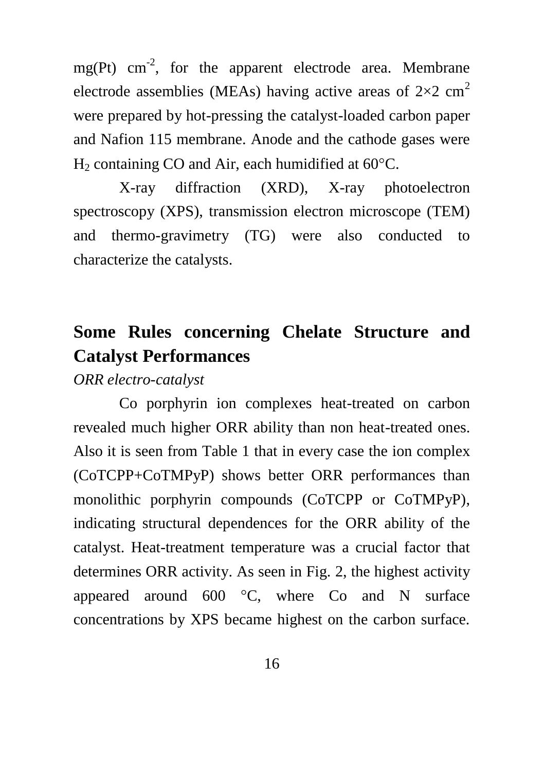mg(Pt) $cm^{-2}$, for the apparent electrode area. Membrane electrode assemblies (MEAs) having active areas of 2×2 $cm^2$ were prepared by hot-pressing the catalyst-loaded carbon paper and Nafion 115 membrane. Anode and the cathode gases were $H_2$ containing CO and Air, each humidified at 60°C.

X-ray diffraction (XRD), X-ray photoelectron spectroscopy (XPS), transmission electron microscope (TEM) and thermo-gravimetry (TG) were also conducted to characterize the catalysts.

## Some Rules concerning Chelate Structure and Catalyst Performances

*ORR electro-catalyst*

Co porphyrin ion complexes heat-treated on carbon revealed much higher ORR ability than non heat-treated ones. Also it is seen from Table 1 that in every case the ion complex (CoTCPP+CoTMPyP) shows better ORR performances than monolithic porphyrin compounds (CoTCPP or CoTMPyP), indicating structural dependences for the ORR ability of the catalyst. Heat-treatment temperature was a crucial factor that determines ORR activity. As seen in Fig. 2, the highest activity appeared around 600 °C, where Co and N surface concentrations by XPS became highest on the carbon surface.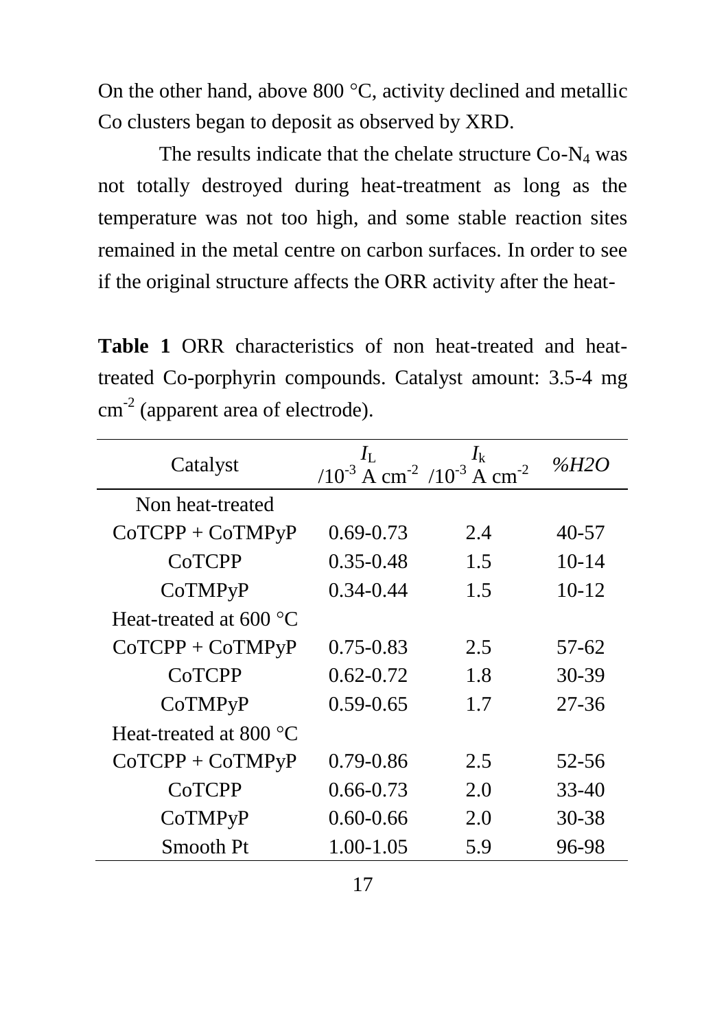On the other hand, above 800 °C, activity declined and metallic Co clusters began to deposit as observed by XRD.

The results indicate that the chelate structure Co-$N_4$ was not totally destroyed during heat-treatment as long as the temperature was not too high, and some stable reaction sites remained in the metal centre on carbon surfaces. In order to see if the original structure affects the ORR activity after the heat-

**Table 1** ORR characteristics of non heat-treated and heat-treated Co-porphyrin compounds. Catalyst amount: 3.5-4 mg $cm^{-2}$ (apparent area of electrode).

| Catalyst | $I_L$ /$10^{-3}$ A $cm^{-2}$ | $I_k$ /$10^{-3}$ A $cm^{-2}$ | *%H2O* |
|---|---|---|---|
| Non heat-treated | | | |
| CoTCPP + CoTMPyP | 0.69-0.73 | 2.4 | 40-57 |
| CoTCPP | 0.35-0.48 | 1.5 | 10-14 |
| CoTMPyP | 0.34-0.44 | 1.5 | 10-12 |
| Heat-treated at 600 °C | | | |
| CoTCPP + CoTMPyP | 0.75-0.83 | 2.5 | 57-62 |
| CoTCPP | 0.62-0.72 | 1.8 | 30-39 |
| CoTMPyP | 0.59-0.65 | 1.7 | 27-36 |
| Heat-treated at 800 °C | | | |
| CoTCPP + CoTMPyP | 0.79-0.86 | 2.5 | 52-56 |
| CoTCPP | 0.66-0.73 | 2.0 | 33-40 |
| CoTMPyP | 0.60-0.66 | 2.0 | 30-38 |
| Smooth Pt | 1.00-1.05 | 5.9 | 96-98 |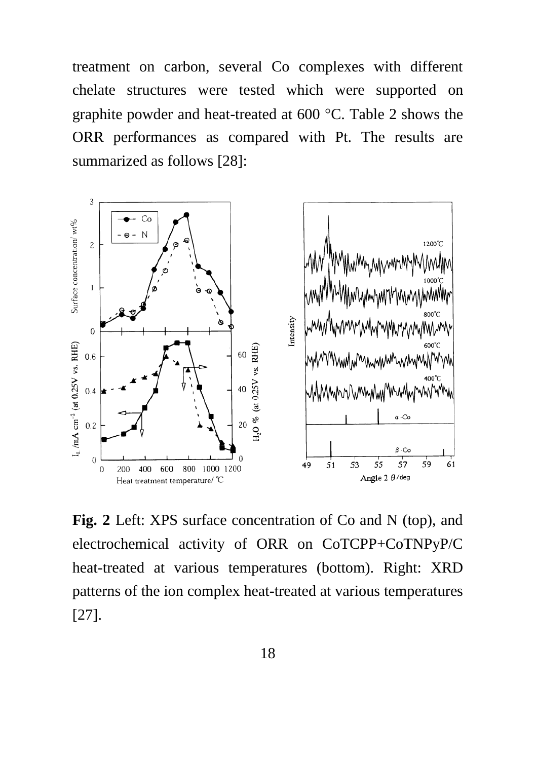treatment on carbon, several Co complexes with different chelate structures were tested which were supported on graphite powder and heat-treated at 600 °C. Table 2 shows the ORR performances as compared with Pt. The results are summarized as follows [28]:

**Fig. 2** Left: XPS surface concentration of Co and N (top), and electrochemical activity of ORR on CoTCPP+CoTNPyP/C heat-treated at various temperatures (bottom). Right: XRD patterns of the ion complex heat-treated at various temperatures [27].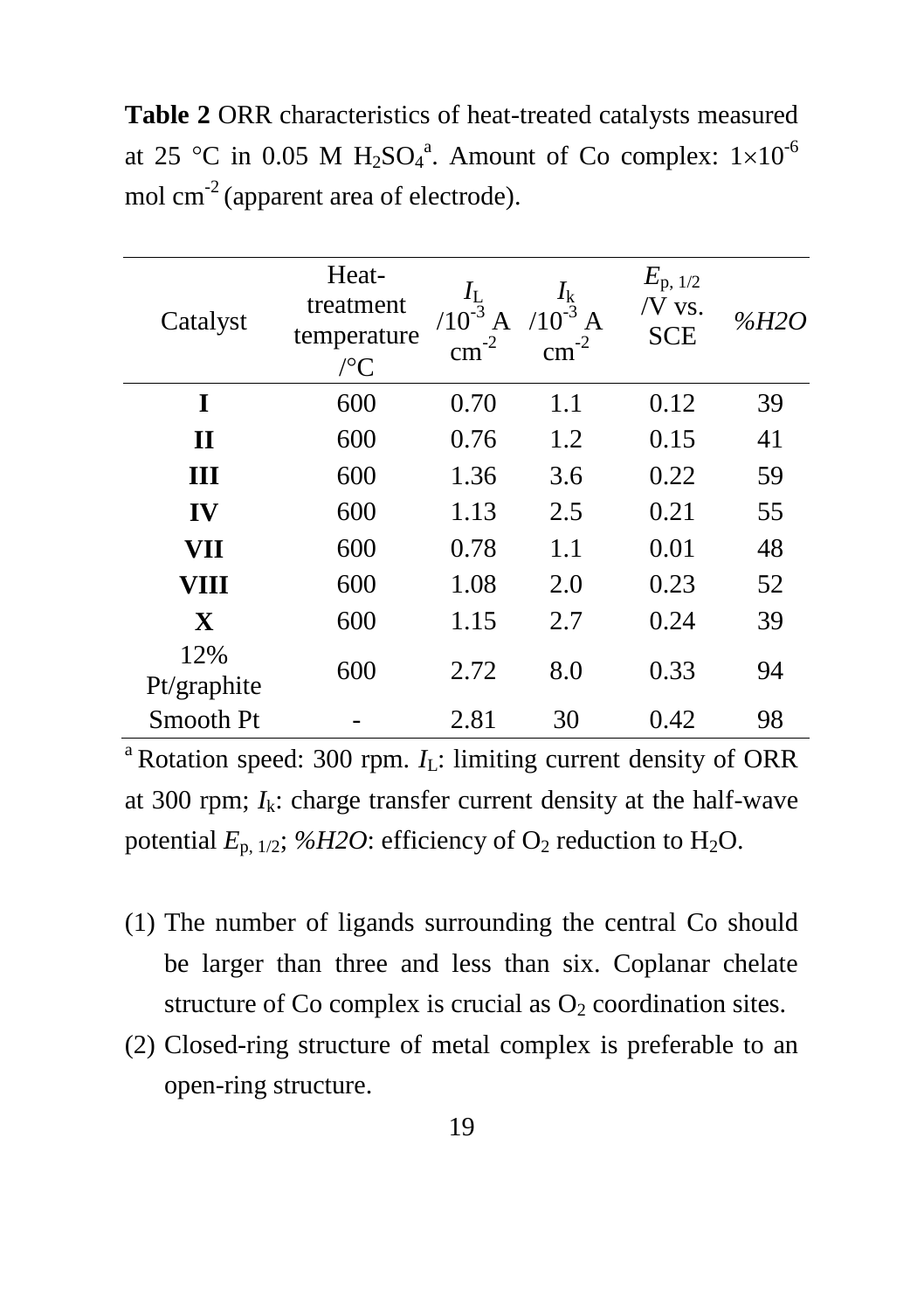**Table 2** ORR characteristics of heat-treated catalysts measured at 25 °C in 0.05 M $H_2SO_4$[a]. Amount of Co complex: $1\times10^{-6}$ mol cm$^{-2}$ (apparent area of electrode).

| Catalyst | Heat-treatment temperature /°C | $I_L$ /$10^{-3}$ A cm$^{-2}$ | $I_k$ /$10^{-3}$ A cm$^{-2}$ | $E_{p,1/2}$ /V vs. SCE | *%H2O* |
|---|---|---|---|---|---|
| **I** | 600 | 0.70 | 1.1 | 0.12 | 39 |
| **II** | 600 | 0.76 | 1.2 | 0.15 | 41 |
| **III** | 600 | 1.36 | 3.6 | 0.22 | 59 |
| **IV** | 600 | 1.13 | 2.5 | 0.21 | 55 |
| **VII** | 600 | 0.78 | 1.1 | 0.01 | 48 |
| **VIII** | 600 | 1.08 | 2.0 | 0.23 | 52 |
| **X** | 600 | 1.15 | 2.7 | 0.24 | 39 |
| 12% Pt/graphite | 600 | 2.72 | 8.0 | 0.33 | 94 |
| Smooth Pt | - | 2.81 | 30 | 0.42 | 98 |

[a] Rotation speed: 300 rpm. $I_L$: limiting current density of ORR at 300 rpm; $I_k$: charge transfer current density at the half-wave potential $E_{p,1/2}$; *%H2O*: efficiency of $O_2$ reduction to $H_2O$.

(1) The number of ligands surrounding the central Co should be larger than three and less than six. Coplanar chelate structure of Co complex is crucial as $O_2$ coordination sites.

(2) Closed-ring structure of metal complex is preferable to an open-ring structure.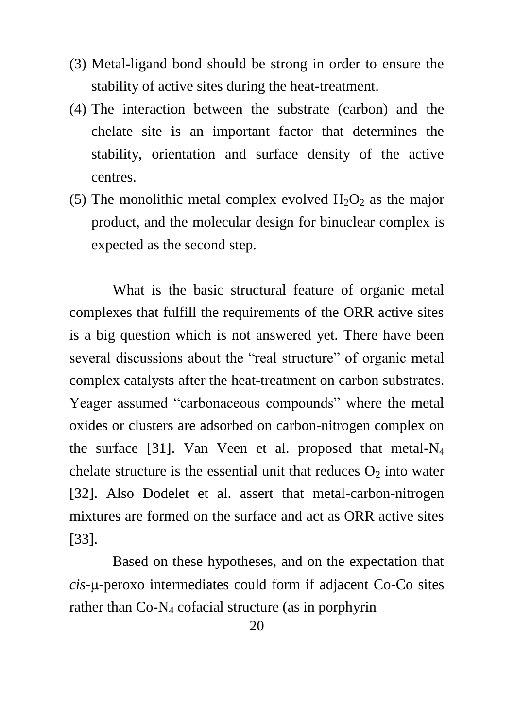(3) Metal-ligand bond should be strong in order to ensure the stability of active sites during the heat-treatment.

(4) The interaction between the substrate (carbon) and the chelate site is an important factor that determines the stability, orientation and surface density of the active centres.

(5) The monolithic metal complex evolved $H_2O_2$ as the major product, and the molecular design for binuclear complex is expected as the second step.

What is the basic structural feature of organic metal complexes that fulfill the requirements of the ORR active sites is a big question which is not answered yet. There have been several discussions about the "real structure" of organic metal complex catalysts after the heat-treatment on carbon substrates. Yeager assumed "carbonaceous compounds" where the metal oxides or clusters are adsorbed on carbon-nitrogen complex on the surface [31]. Van Veen et al. proposed that metal-$N_4$ chelate structure is the essential unit that reduces $O_2$ into water [32]. Also Dodelet et al. assert that metal-carbon-nitrogen mixtures are formed on the surface and act as ORR active sites [33].

Based on these hypotheses, and on the expectation that *cis*-μ-peroxo intermediates could form if adjacent Co-Co sites rather than Co-$N_4$ cofacial structure (as in porphyrin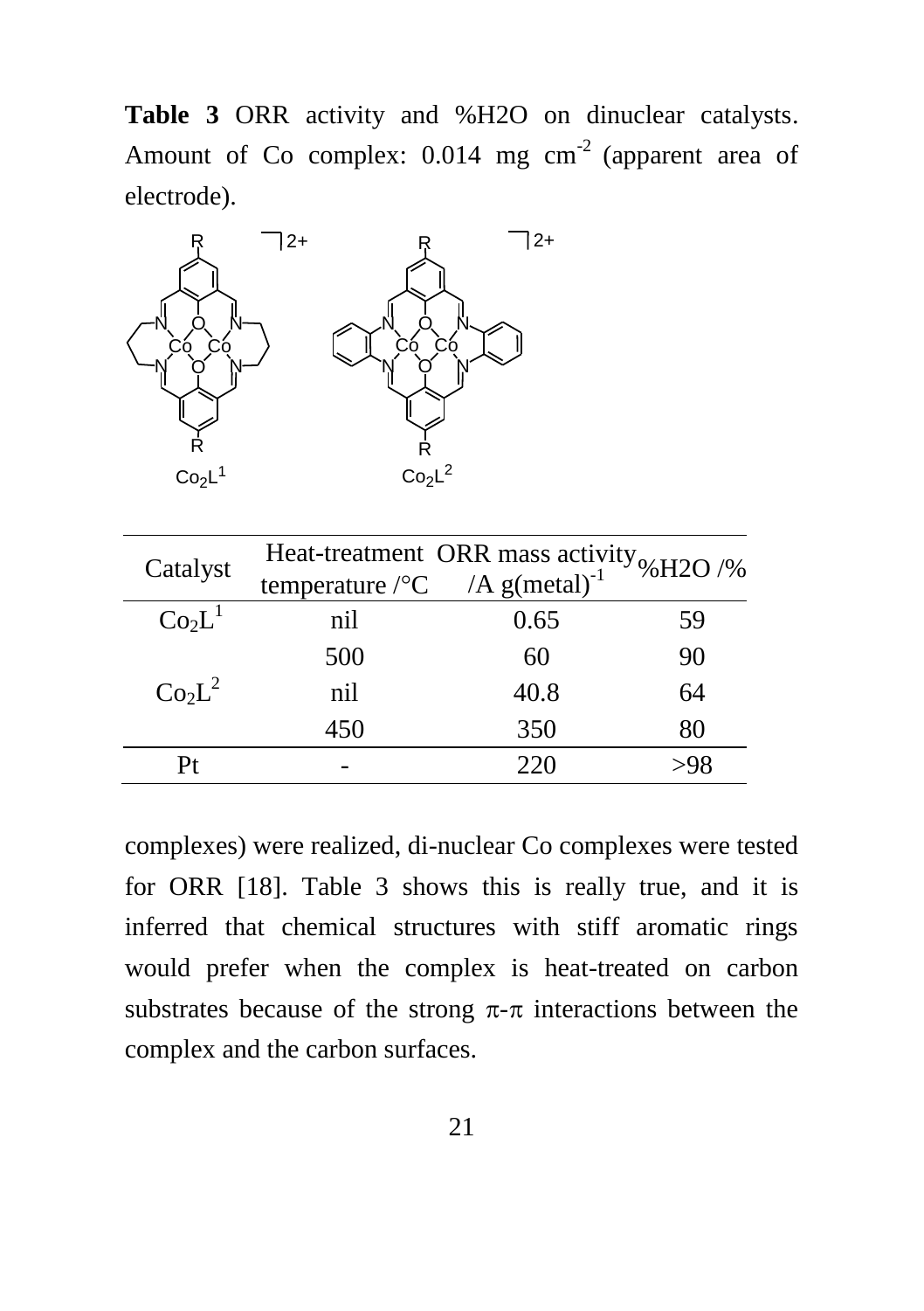**Table 3** ORR activity and %H2O on dinuclear catalysts. Amount of Co complex: 0.014 mg $cm^{-2}$ (apparent area of electrode).

| Catalyst | Heat-treatment temperature /°C | ORR mass activity /A $g(metal)^{-1}$ | %H2O /% |
|---|---|---|---|
| $Co_2L^1$ | nil | 0.65 | 59 |
| | 500 | 60 | 90 |
| $Co_2L^2$ | nil | 40.8 | 64 |
| | 450 | 350 | 80 |
| Pt | - | 220 | >98 |

complexes) were realized, di-nuclear Co complexes were tested for ORR [18]. Table 3 shows this is really true, and it is inferred that chemical structures with stiff aromatic rings would prefer when the complex is heat-treated on carbon substrates because of the strong π-π interactions between the complex and the carbon surfaces.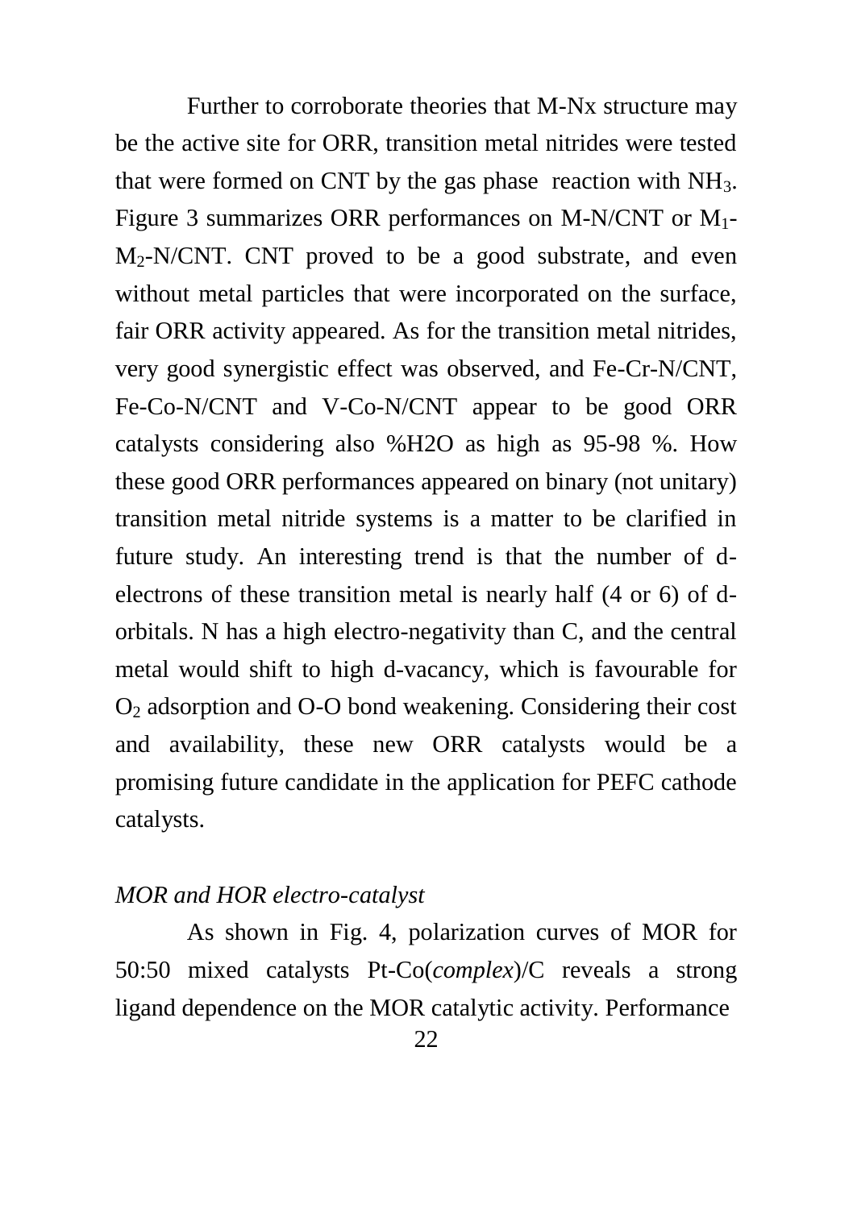Further to corroborate theories that M-Nx structure may be the active site for ORR, transition metal nitrides were tested that were formed on CNT by the gas phase reaction with $NH_3$. Figure 3 summarizes ORR performances on M-N/CNT or $M_1$-$M_2$-N/CNT. CNT proved to be a good substrate, and even without metal particles that were incorporated on the surface, fair ORR activity appeared. As for the transition metal nitrides, very good synergistic effect was observed, and Fe-Cr-N/CNT, Fe-Co-N/CNT and V-Co-N/CNT appear to be good ORR catalysts considering also %H2O as high as 95-98 %. How these good ORR performances appeared on binary (not unitary) transition metal nitride systems is a matter to be clarified in future study. An interesting trend is that the number of d-electrons of these transition metal is nearly half (4 or 6) of d-orbitals. N has a high electro-negativity than C, and the central metal would shift to high d-vacancy, which is favourable for $O_2$ adsorption and O-O bond weakening. Considering their cost and availability, these new ORR catalysts would be a promising future candidate in the application for PEFC cathode catalysts.

*MOR and HOR electro-catalyst*

As shown in Fig. 4, polarization curves of MOR for 50:50 mixed catalysts Pt-Co(*complex*)/C reveals a strong ligand dependence on the MOR catalytic activity. Performance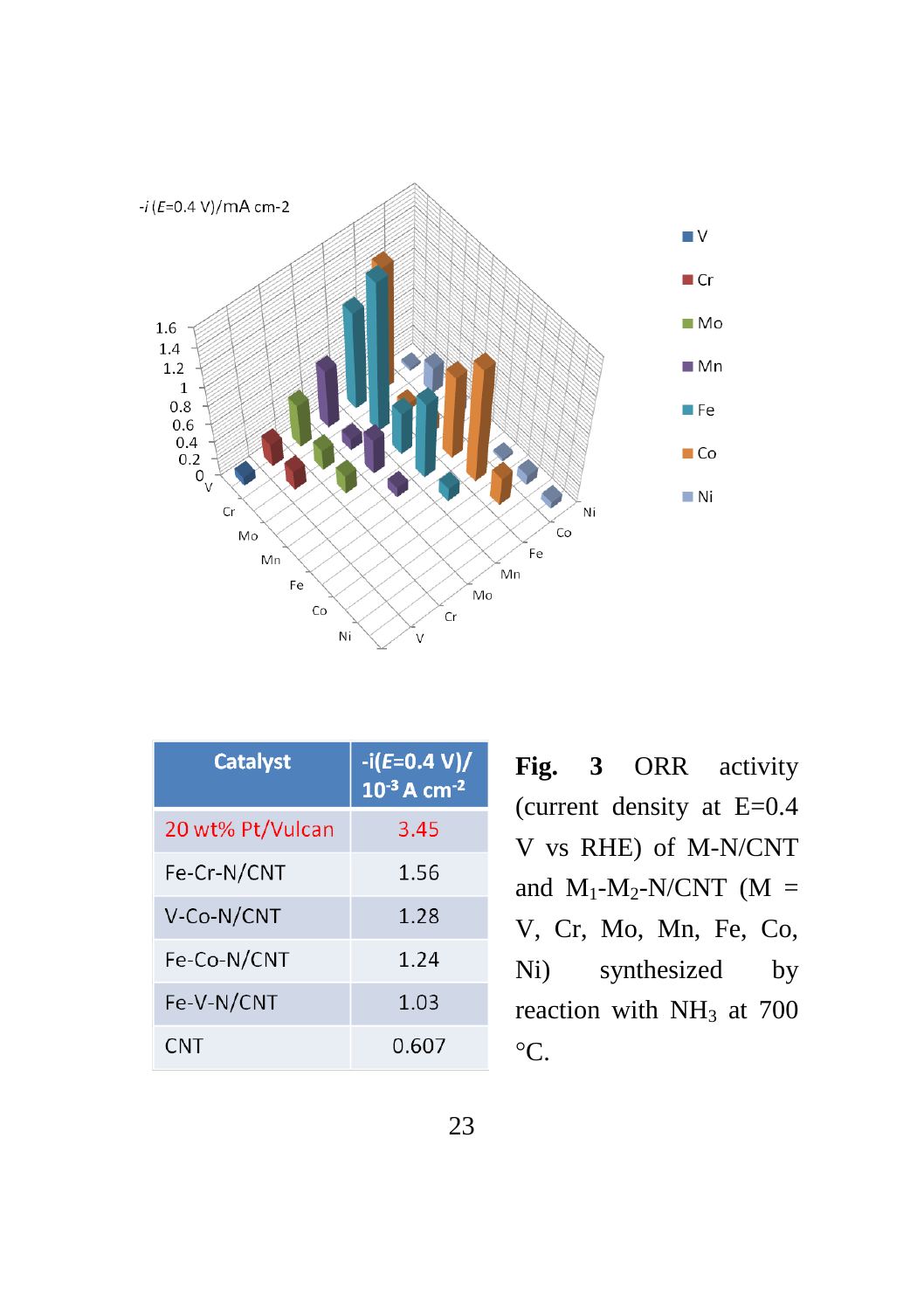| Catalyst | $-i(E=0.4\ V)/\ 10^{-3}\ A\ cm^{-2}$ |
|---|---|
| 20 wt% Pt/Vulcan | 3.45 |
| Fe-Cr-N/CNT | 1.56 |
| V-Co-N/CNT | 1.28 |
| Fe-Co-N/CNT | 1.24 |
| Fe-V-N/CNT | 1.03 |
| CNT | 0.607 |

**Fig. 3** ORR activity (current density at E=0.4 V vs RHE) of M-N/CNT and $M_1$-$M_2$-N/CNT (M = V, Cr, Mo, Mn, Fe, Co, Ni) synthesized by reaction with $NH_3$ at 700 °C.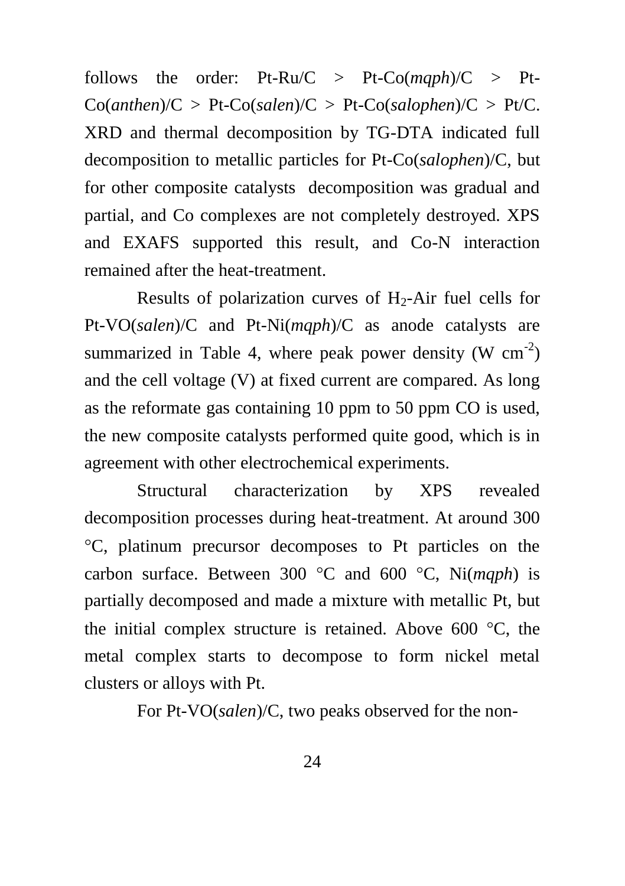follows the order: Pt-Ru/C > Pt-Co(*mqph*)/C > Pt-Co(*anthen*)/C > Pt-Co(*salen*)/C > Pt-Co(*salophen*)/C > Pt/C. XRD and thermal decomposition by TG-DTA indicated full decomposition to metallic particles for Pt-Co(*salophen*)/C, but for other composite catalysts decomposition was gradual and partial, and Co complexes are not completely destroyed. XPS and EXAFS supported this result, and Co-N interaction remained after the heat-treatment.

Results of polarization curves of $H_2$-Air fuel cells for Pt-VO(*salen*)/C and Pt-Ni(*mqph*)/C as anode catalysts are summarized in Table 4, where peak power density (W $cm^{-2}$) and the cell voltage (V) at fixed current are compared. As long as the reformate gas containing 10 ppm to 50 ppm CO is used, the new composite catalysts performed quite good, which is in agreement with other electrochemical experiments.

Structural characterization by XPS revealed decomposition processes during heat-treatment. At around 300 °C, platinum precursor decomposes to Pt particles on the carbon surface. Between 300 °C and 600 °C, Ni(*mqph*) is partially decomposed and made a mixture with metallic Pt, but the initial complex structure is retained. Above 600 °C, the metal complex starts to decompose to form nickel metal clusters or alloys with Pt.

For Pt-VO(*salen*)/C, two peaks observed for the non-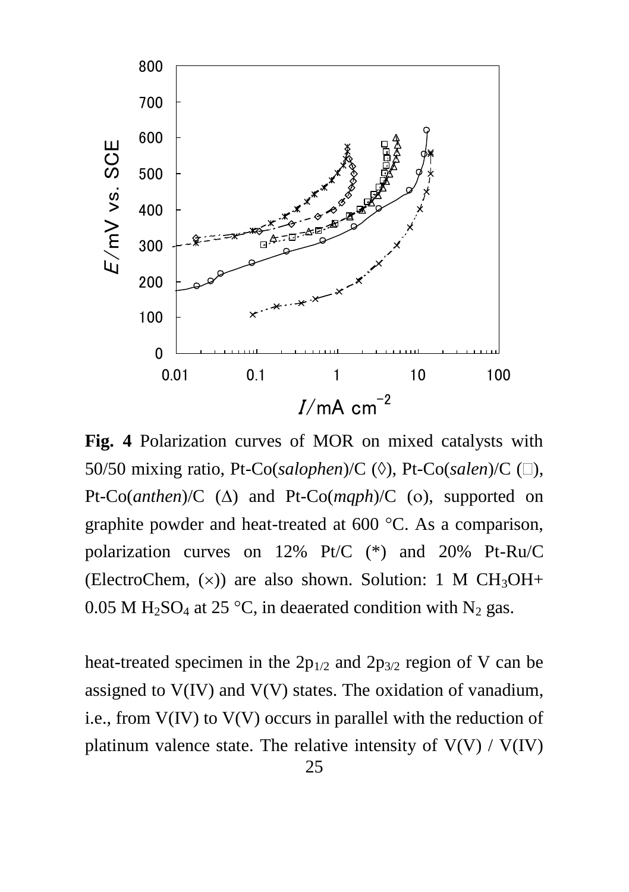**Fig. 4** Polarization curves of MOR on mixed catalysts with 50/50 mixing ratio, Pt-Co(*salophen*)/C (◊), Pt-Co(*salen*)/C (□), Pt-Co(*anthen*)/C (Δ) and Pt-Co(*mqph*)/C (o), supported on graphite powder and heat-treated at 600 °C. As a comparison, polarization curves on 12% Pt/C (*) and 20% Pt-Ru/C (ElectroChem, (×)) are also shown. Solution: 1 M $CH_3OH$+ 0.05 M $H_2SO_4$ at 25 °C, in deaerated condition with $N_2$ gas.

heat-treated specimen in the $2p_{1/2}$ and $2p_{3/2}$ region of V can be assigned to V(IV) and V(V) states. The oxidation of vanadium, i.e., from V(IV) to V(V) occurs in parallel with the reduction of platinum valence state. The relative intensity of V(V) / V(IV)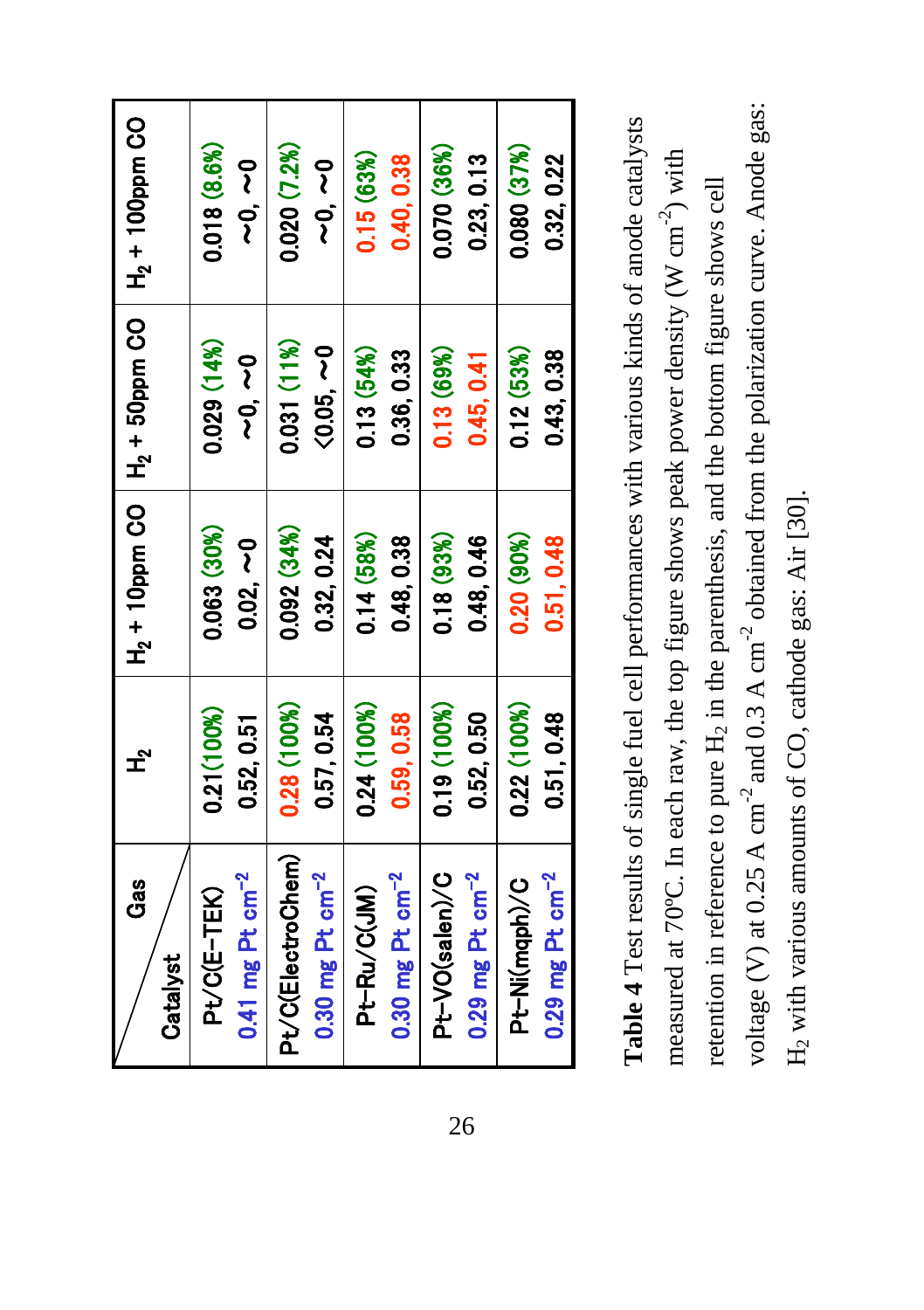| Catalyst \ Gas | $H_2$ | $H_2$ + 10ppm CO | $H_2$ + 50ppm CO | $H_2$ + 100ppm CO |
|---|---|---|---|---|
| Pt/C(E-TEK) 0.41 mg Pt $cm^{-2}$ | 0.21(100%) 0.52, 0.51 | 0.063 (30%) 0.02, ~0 | 0.029 (14%) ~0, ~0 | 0.018 (8.6%) ~0, ~0 |
| Pt/C(ElectroChem) 0.30 mg Pt $cm^{-2}$ | 0.28 (100%) 0.57, 0.54 | 0.092 (34%) 0.32, 0.24 | 0.031 (11%) <0.05, ~0 | 0.020 (7.2%) ~0, ~0 |
| Pt-Ru/C(JM) 0.30 mg Pt $cm^{-2}$ | 0.24 (100%) 0.59, 0.58 | 0.14 (58%) 0.48, 0.38 | 0.13 (54%) 0.36, 0.33 | 0.15 (63%) 0.40, 0.38 |
| Pt-VO(salen)/C 0.29 mg Pt $cm^{-2}$ | 0.19 (100%) 0.52, 0.50 | 0.18 (93%) 0.48, 0.46 | 0.13 (69%) 0.45, 0.41 | 0.070 (36%) 0.23, 0.13 |
| Pt-Ni(mqph)/C 0.29 mg Pt $cm^{-2}$ | 0.22 (100%) 0.51, 0.48 | 0.20 (90%) 0.51, 0.48 | 0.12 (53%) 0.43, 0.38 | 0.080 (37%) 0.32, 0.22 |

**Table 4** Test results of single fuel cell performances with various kinds of anode catalysts measured at 70°C. In each raw, the top figure shows peak power density (W $cm^{-2}$) with retention in reference to pure $H_2$ in the parenthesis, and the bottom figure shows cell voltage (V) at 0.25 A $cm^{-2}$ and 0.3 A $cm^{-2}$ obtained from the polarization curve. Anode gas: $H_2$ with various amounts of CO, cathode gas: Air [30].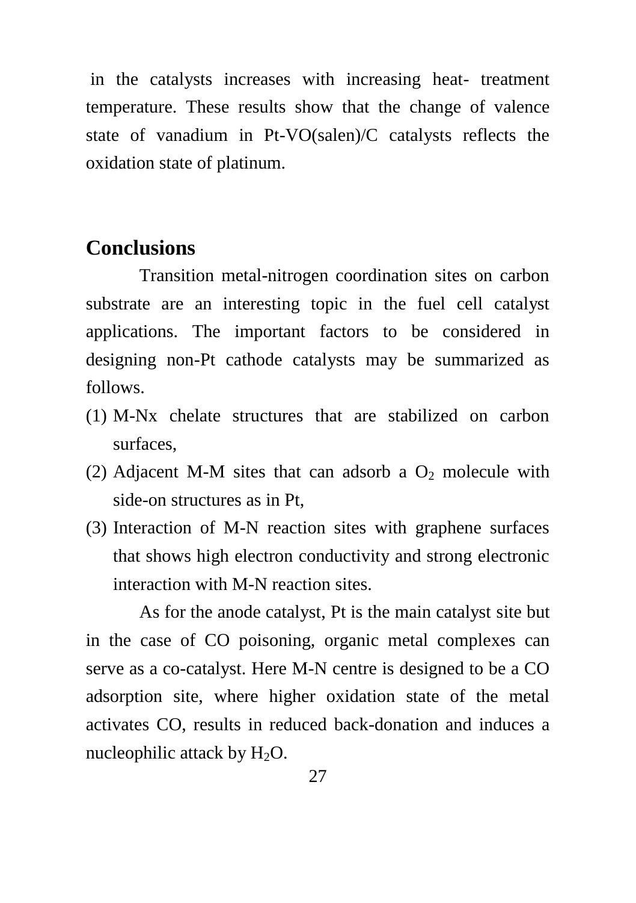in the catalysts increases with increasing heat- treatment temperature. These results show that the change of valence state of vanadium in Pt-VO(salen)/C catalysts reflects the oxidation state of platinum.

## Conclusions

Transition metal-nitrogen coordination sites on carbon substrate are an interesting topic in the fuel cell catalyst applications. The important factors to be considered in designing non-Pt cathode catalysts may be summarized as follows.

(1) M-Nx chelate structures that are stabilized on carbon surfaces,

(2) Adjacent M-M sites that can adsorb a $O_2$ molecule with side-on structures as in Pt,

(3) Interaction of M-N reaction sites with graphene surfaces that shows high electron conductivity and strong electronic interaction with M-N reaction sites.

As for the anode catalyst, Pt is the main catalyst site but in the case of CO poisoning, organic metal complexes can serve as a co-catalyst. Here M-N centre is designed to be a CO adsorption site, where higher oxidation state of the metal activates CO, results in reduced back-donation and induces a nucleophilic attack by $H_2O$.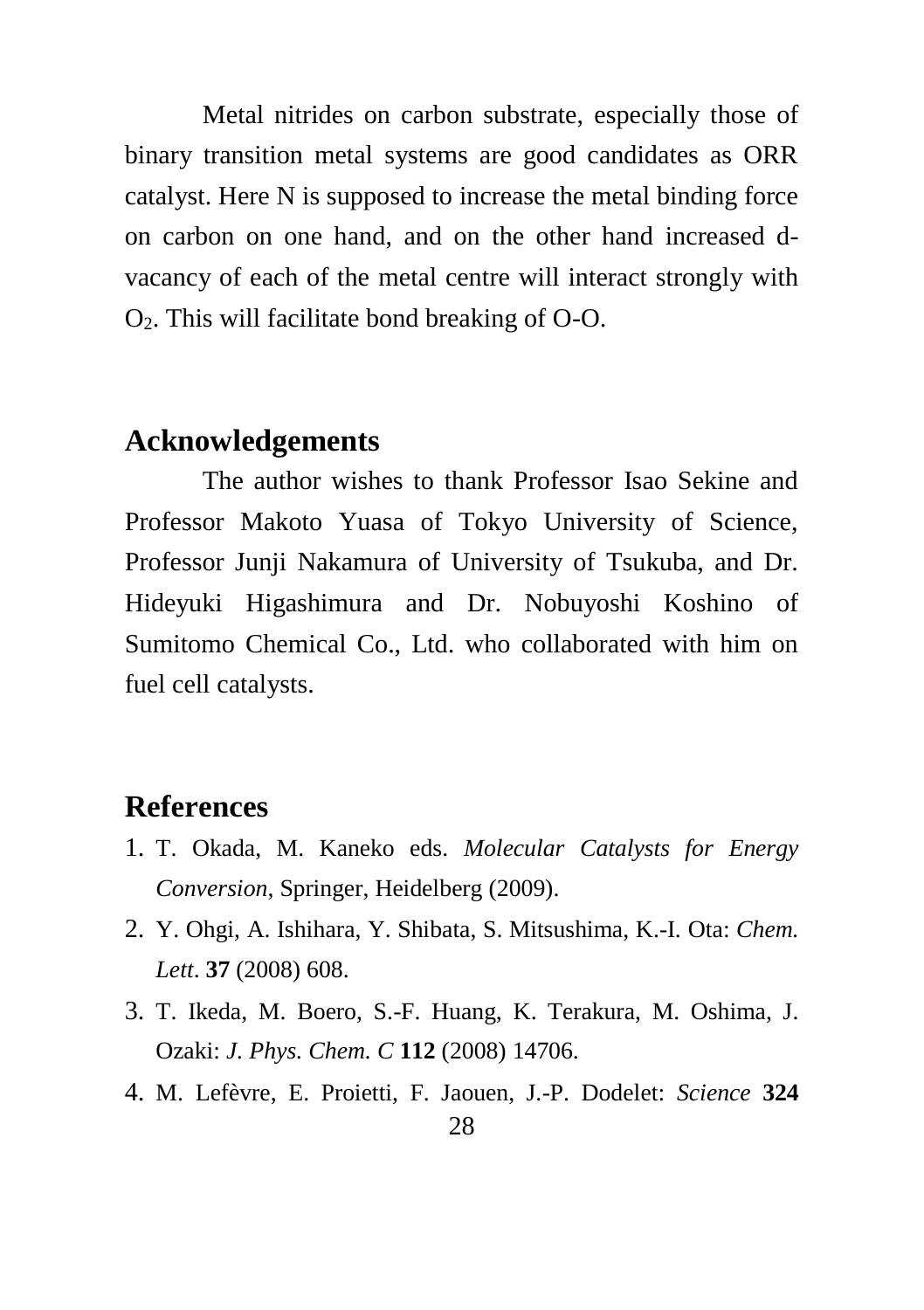Metal nitrides on carbon substrate, especially those of binary transition metal systems are good candidates as ORR catalyst. Here N is supposed to increase the metal binding force on carbon on one hand, and on the other hand increased d-vacancy of each of the metal centre will interact strongly with $O_2$. This will facilitate bond breaking of O-O.

## Acknowledgements

The author wishes to thank Professor Isao Sekine and Professor Makoto Yuasa of Tokyo University of Science, Professor Junji Nakamura of University of Tsukuba, and Dr. Hideyuki Higashimura and Dr. Nobuyoshi Koshino of Sumitomo Chemical Co., Ltd. who collaborated with him on fuel cell catalysts.

## References

1. T. Okada, M. Kaneko eds. *Molecular Catalysts for Energy Conversion*, Springer, Heidelberg (2009).
2. Y. Ohgi, A. Ishihara, Y. Shibata, S. Mitsushima, K.-I. Ota: *Chem. Lett*. **37** (2008) 608.
3. T. Ikeda, M. Boero, S.-F. Huang, K. Terakura, M. Oshima, J. Ozaki: *J. Phys. Chem. C* **112** (2008) 14706.
4. M. Lefèvre, E. Proietti, F. Jaouen, J.-P. Dodelet: *Science* **324**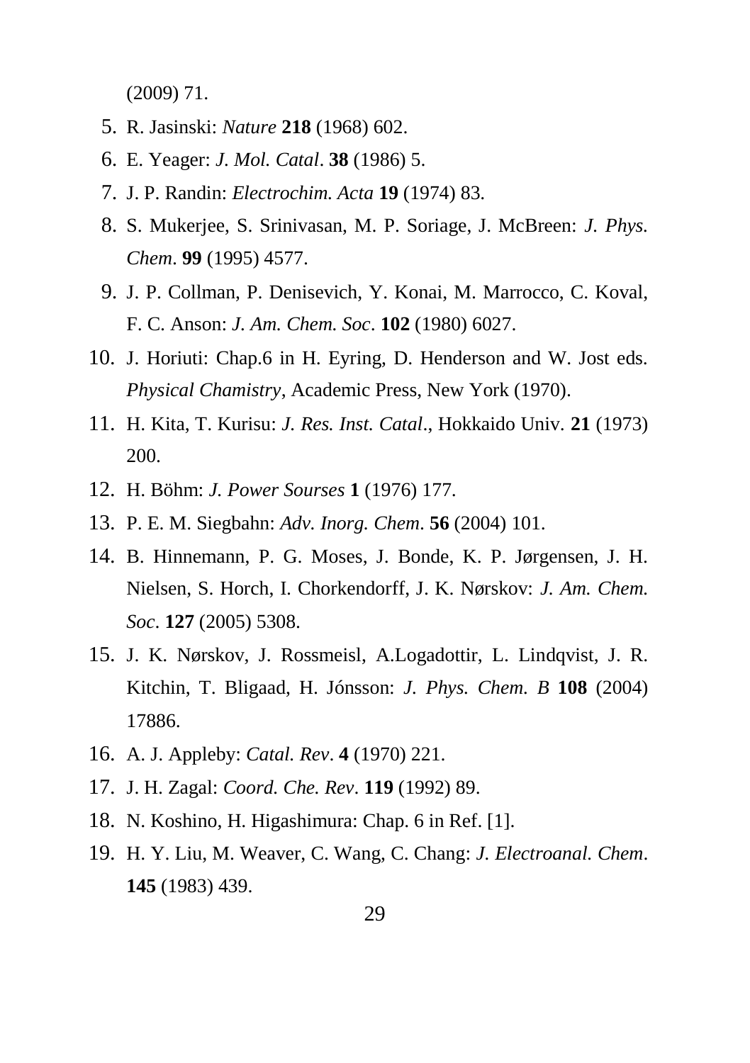(2009) 71.

5. R. Jasinski: *Nature* **218** (1968) 602.
6. E. Yeager: *J. Mol. Catal*. **38** (1986) 5.
7. J. P. Randin: *Electrochim. Acta* **19** (1974) 83.
8. S. Mukerjee, S. Srinivasan, M. P. Soriage, J. McBreen: *J. Phys. Chem*. **99** (1995) 4577.
9. J. P. Collman, P. Denisevich, Y. Konai, M. Marrocco, C. Koval, F. C. Anson: *J. Am. Chem. Soc*. **102** (1980) 6027.
10. J. Horiuti: Chap.6 in H. Eyring, D. Henderson and W. Jost eds. *Physical Chamistry*, Academic Press, New York (1970).
11. H. Kita, T. Kurisu: *J. Res. Inst. Catal*., Hokkaido Univ. **21** (1973) 200.
12. H. Böhm: *J. Power Sourses* **1** (1976) 177.
13. P. E. M. Siegbahn: *Adv. Inorg. Chem*. **56** (2004) 101.
14. B. Hinnemann, P. G. Moses, J. Bonde, K. P. Jørgensen, J. H. Nielsen, S. Horch, I. Chorkendorff, J. K. Nørskov: *J. Am. Chem. Soc*. **127** (2005) 5308.
15. J. K. Nørskov, J. Rossmeisl, A.Logadottir, L. Lindqvist, J. R. Kitchin, T. Bligaad, H. Jónsson: *J. Phys. Chem. B* **108** (2004) 17886.
16. A. J. Appleby: *Catal. Rev*. **4** (1970) 221.
17. J. H. Zagal: *Coord. Che. Rev*. **119** (1992) 89.
18. N. Koshino, H. Higashimura: Chap. 6 in Ref. [1].
19. H. Y. Liu, M. Weaver, C. Wang, C. Chang: *J. Electroanal. Chem*. **145** (1983) 439.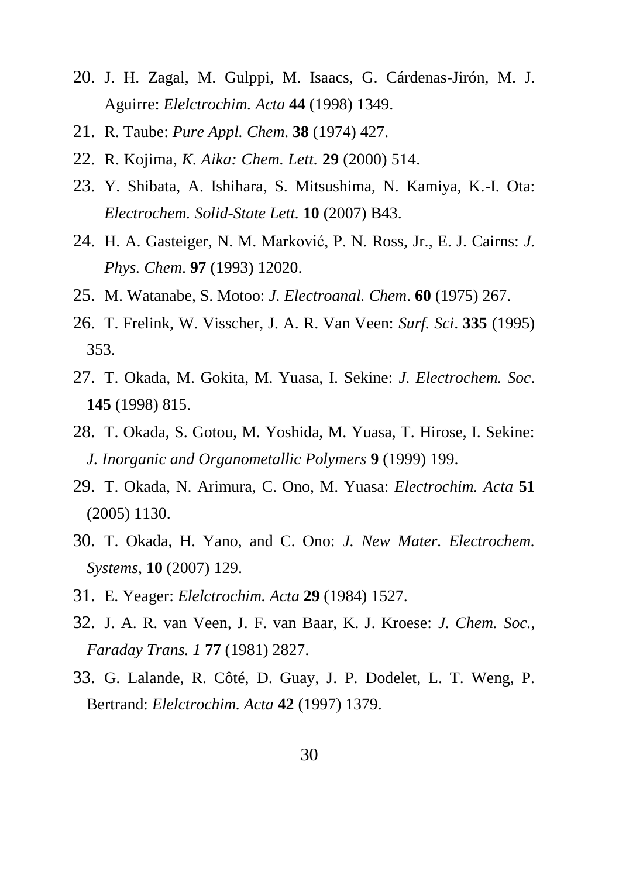20. J. H. Zagal, M. Gulppi, M. Isaacs, G. Cárdenas-Jirón, M. J. Aguirre: *Elelctrochim. Acta* **44** (1998) 1349.
21. R. Taube: *Pure Appl. Chem*. **38** (1974) 427.
22. R. Kojima, *K. Aika: Chem. Lett.* **29** (2000) 514.
23. Y. Shibata, A. Ishihara, S. Mitsushima, N. Kamiya, K.-I. Ota: *Electrochem. Solid-State Lett.* **10** (2007) B43.
24. H. A. Gasteiger, N. M. Marković, P. N. Ross, Jr., E. J. Cairns: *J. Phys. Chem*. **97** (1993) 12020.
25. M. Watanabe, S. Motoo: *J. Electroanal. Chem*. **60** (1975) 267.
26. T. Frelink, W. Visscher, J. A. R. Van Veen: *Surf. Sci*. **335** (1995) 353.
27. T. Okada, M. Gokita, M. Yuasa, I. Sekine: *J. Electrochem. Soc*. **145** (1998) 815.
28. T. Okada, S. Gotou, M. Yoshida, M. Yuasa, T. Hirose, I. Sekine: *J. Inorganic and Organometallic Polymers* **9** (1999) 199.
29. T. Okada, N. Arimura, C. Ono, M. Yuasa: *Electrochim. Acta* **51** (2005) 1130.
30. T. Okada, H. Yano, and C. Ono: *J. New Mater. Electrochem. Systems*, **10** (2007) 129.
31. E. Yeager: *Elelctrochim. Acta* **29** (1984) 1527.
32. J. A. R. van Veen, J. F. van Baar, K. J. Kroese: *J. Chem. Soc., Faraday Trans. 1* **77** (1981) 2827.
33. G. Lalande, R. Côté, D. Guay, J. P. Dodelet, L. T. Weng, P. Bertrand: *Elelctrochim. Acta* **42** (1997) 1379.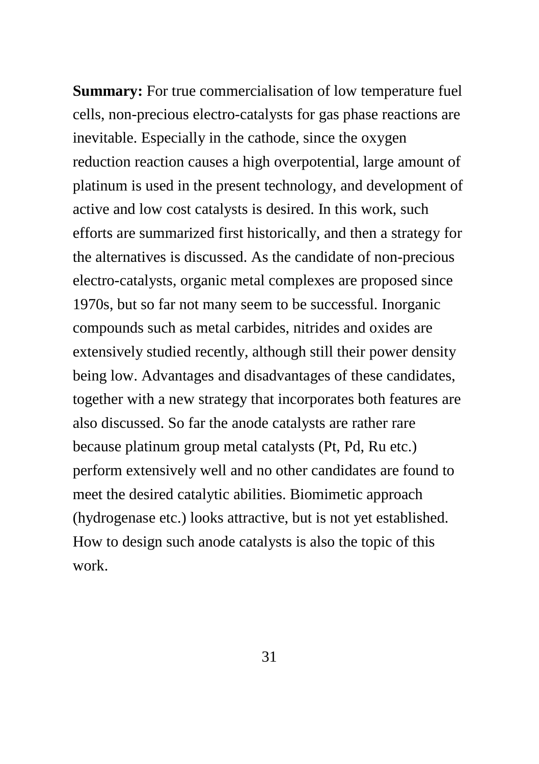**Summary:** For true commercialisation of low temperature fuel cells, non-precious electro-catalysts for gas phase reactions are inevitable. Especially in the cathode, since the oxygen reduction reaction causes a high overpotential, large amount of platinum is used in the present technology, and development of active and low cost catalysts is desired. In this work, such efforts are summarized first historically, and then a strategy for the alternatives is discussed. As the candidate of non-precious electro-catalysts, organic metal complexes are proposed since 1970s, but so far not many seem to be successful. Inorganic compounds such as metal carbides, nitrides and oxides are extensively studied recently, although still their power density being low. Advantages and disadvantages of these candidates, together with a new strategy that incorporates both features are also discussed. So far the anode catalysts are rather rare because platinum group metal catalysts (Pt, Pd, Ru etc.) perform extensively well and no other candidates are found to meet the desired catalytic abilities. Biomimetic approach (hydrogenase etc.) looks attractive, but is not yet established. How to design such anode catalysts is also the topic of this work.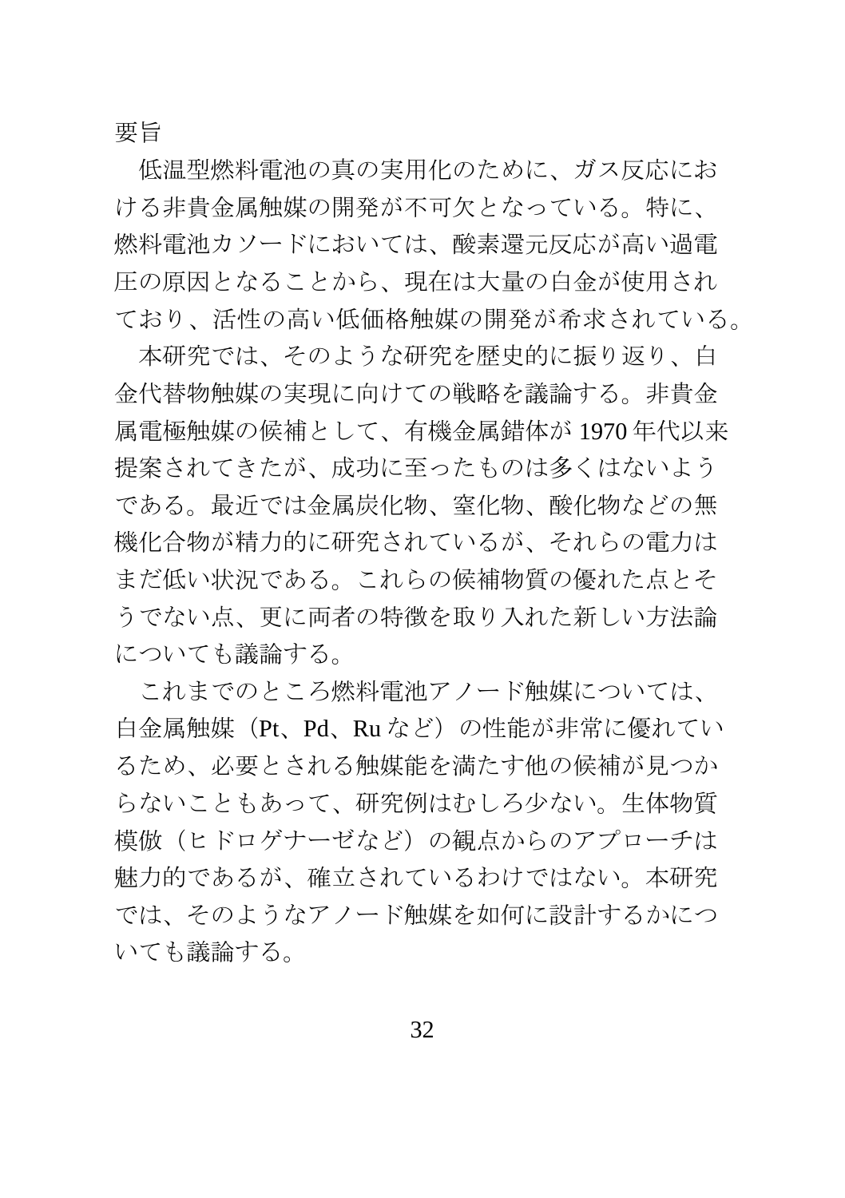## 要旨

低温型燃料電池の真の実用化のために、ガス反応における非貴金属触媒の開発が不可欠となっている。特に、燃料電池カソードにおいては、酸素還元反応が高い過電圧の原因となることから、現在は大量の白金が使用されており、活性の高い低価格触媒の開発が希求されている。

本研究では、そのような研究を歴史的に振り返り、白金代替物触媒の実現に向けての戦略を議論する。非貴金属電極触媒の候補として、有機金属錯体が 1970 年代以来提案されてきたが、成功に至ったものは多くはないようである。最近では金属炭化物、窒化物、酸化物などの無機化合物が精力的に研究されているが、それらの電力はまだ低い状況である。これらの候補物質の優れた点とそうでない点、更に両者の特徴を取り入れた新しい方法論についても議論する。

これまでのところ燃料電池アノード触媒については、白金属触媒（Pt、Pd、Ru など）の性能が非常に優れているため、必要とされる触媒能を満たす他の候補が見つからないこともあって、研究例はむしろ少ない。生体物質模倣（ヒドロゲナーゼなど）の観点からのアプローチは魅力的であるが、確立されているわけではない。本研究では、そのようなアノード触媒を如何に設計するかについても議論する。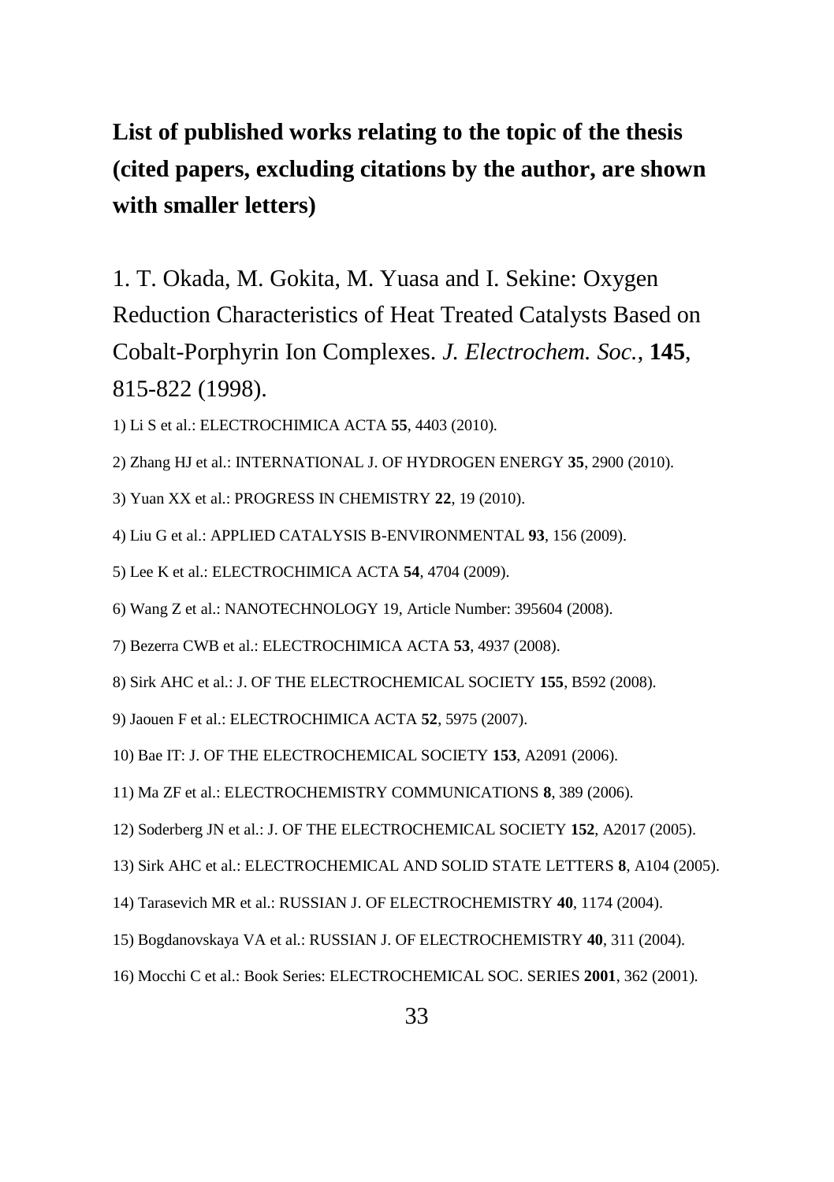## List of published works relating to the topic of the thesis (cited papers, excluding citations by the author, are shown with smaller letters)

1. T. Okada, M. Gokita, M. Yuasa and I. Sekine: Oxygen Reduction Characteristics of Heat Treated Catalysts Based on Cobalt-Porphyrin Ion Complexes. *J. Electrochem. Soc.*, **145**, 815-822 (1998).

1) Li S et al.: ELECTROCHIMICA ACTA **55**, 4403 (2010).

2) Zhang HJ et al.: INTERNATIONAL J. OF HYDROGEN ENERGY **35**, 2900 (2010).

3) Yuan XX et al.: PROGRESS IN CHEMISTRY **22**, 19 (2010).

4) Liu G et al.: APPLIED CATALYSIS B-ENVIRONMENTAL **93**, 156 (2009).

5) Lee K et al.: ELECTROCHIMICA ACTA **54**, 4704 (2009).

6) Wang Z et al.: NANOTECHNOLOGY 19, Article Number: 395604 (2008).

7) Bezerra CWB et al.: ELECTROCHIMICA ACTA **53**, 4937 (2008).

8) Sirk AHC et al.: J. OF THE ELECTROCHEMICAL SOCIETY **155**, B592 (2008).

9) Jaouen F et al.: ELECTROCHIMICA ACTA **52**, 5975 (2007).

10) Bae IT: J. OF THE ELECTROCHEMICAL SOCIETY **153**, A2091 (2006).

11) Ma ZF et al.: ELECTROCHEMISTRY COMMUNICATIONS **8**, 389 (2006).

12) Soderberg JN et al.: J. OF THE ELECTROCHEMICAL SOCIETY **152**, A2017 (2005).

13) Sirk AHC et al.: ELECTROCHEMICAL AND SOLID STATE LETTERS **8**, A104 (2005).

14) Tarasevich MR et al.: RUSSIAN J. OF ELECTROCHEMISTRY **40**, 1174 (2004).

15) Bogdanovskaya VA et al.: RUSSIAN J. OF ELECTROCHEMISTRY **40**, 311 (2004).

16) Mocchi C et al.: Book Series: ELECTROCHEMICAL SOC. SERIES **2001**, 362 (2001).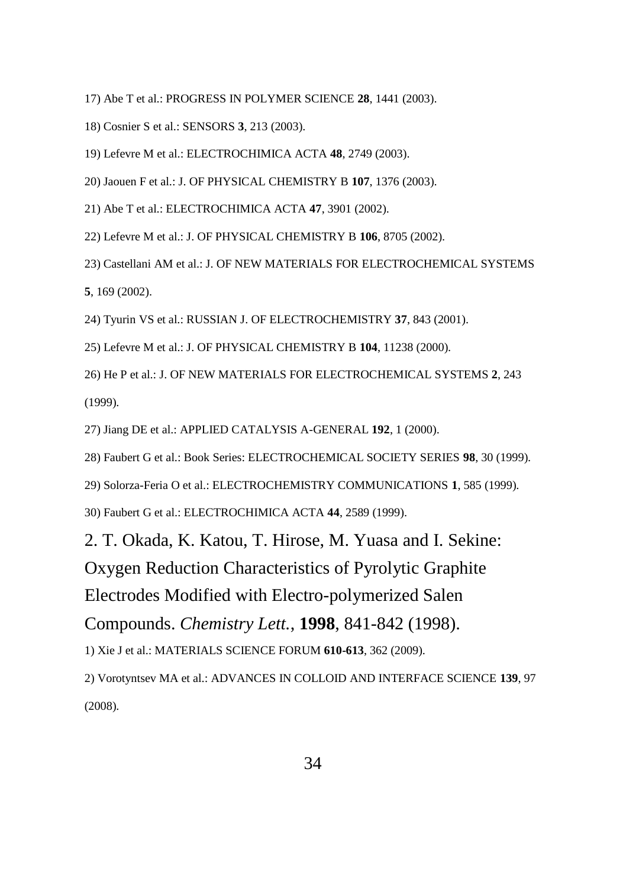17) Abe T et al.: PROGRESS IN POLYMER SCIENCE **28**, 1441 (2003).

18) Cosnier S et al.: SENSORS **3**, 213 (2003).

19) Lefevre M et al.: ELECTROCHIMICA ACTA **48**, 2749 (2003).

20) Jaouen F et al.: J. OF PHYSICAL CHEMISTRY B **107**, 1376 (2003).

21) Abe T et al.: ELECTROCHIMICA ACTA **47**, 3901 (2002).

22) Lefevre M et al.: J. OF PHYSICAL CHEMISTRY B **106**, 8705 (2002).

23) Castellani AM et al.: J. OF NEW MATERIALS FOR ELECTROCHEMICAL SYSTEMS **5**, 169 (2002).

24) Tyurin VS et al.: RUSSIAN J. OF ELECTROCHEMISTRY **37**, 843 (2001).

25) Lefevre M et al.: J. OF PHYSICAL CHEMISTRY B **104**, 11238 (2000).

26) He P et al.: J. OF NEW MATERIALS FOR ELECTROCHEMICAL SYSTEMS **2**, 243 (1999).

27) Jiang DE et al.: APPLIED CATALYSIS A-GENERAL **192**, 1 (2000).

28) Faubert G et al.: Book Series: ELECTROCHEMICAL SOCIETY SERIES **98**, 30 (1999).

29) Solorza-Feria O et al.: ELECTROCHEMISTRY COMMUNICATIONS **1**, 585 (1999).

30) Faubert G et al.: ELECTROCHIMICA ACTA **44**, 2589 (1999).

## 2. T. Okada, K. Katou, T. Hirose, M. Yuasa and I. Sekine: Oxygen Reduction Characteristics of Pyrolytic Graphite Electrodes Modified with Electro-polymerized Salen Compounds. *Chemistry Lett.*, **1998**, 841-842 (1998).

1) Xie J et al.: MATERIALS SCIENCE FORUM **610-613**, 362 (2009).

2) Vorotyntsev MA et al.: ADVANCES IN COLLOID AND INTERFACE SCIENCE **139**, 97 (2008).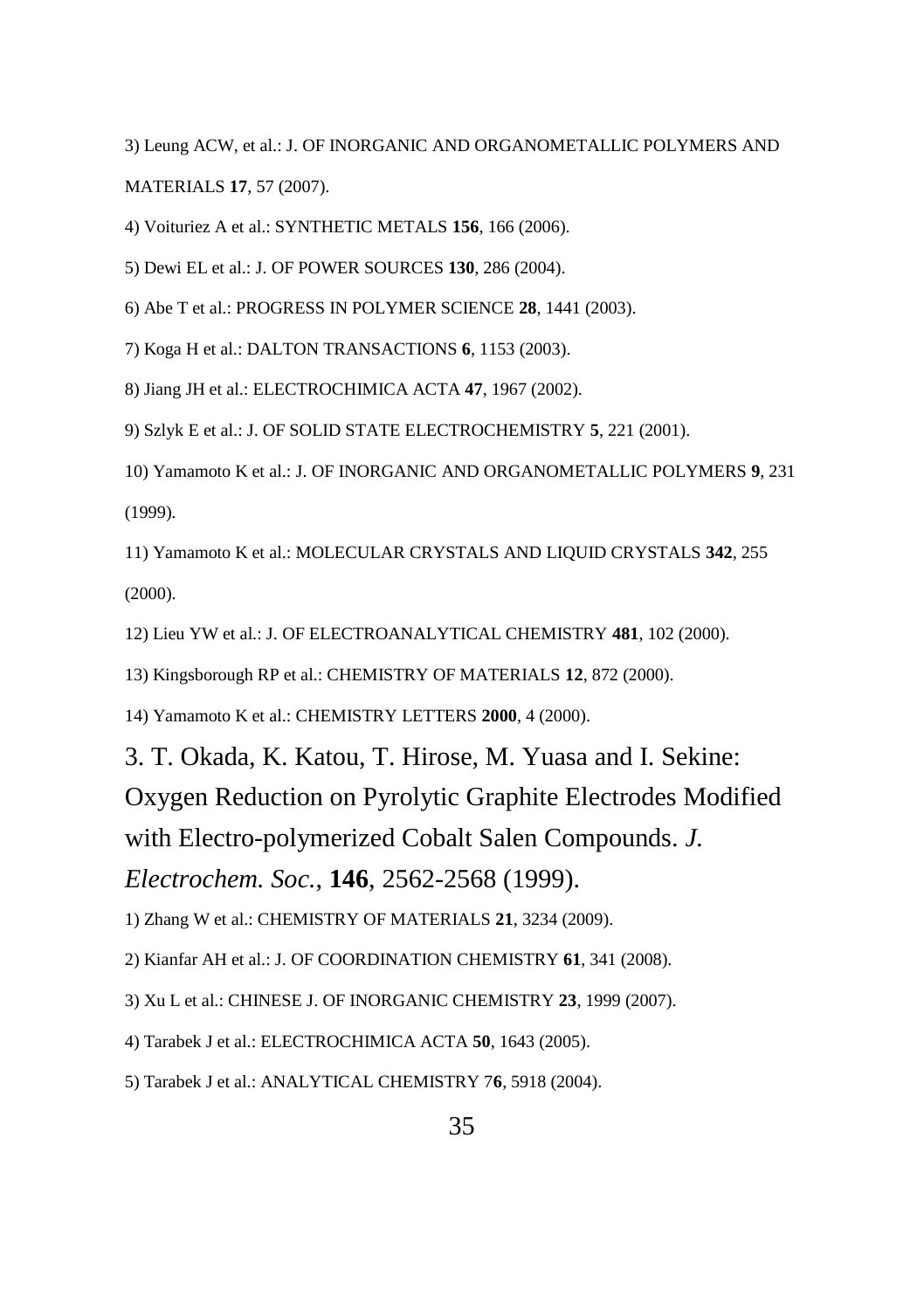3) Leung ACW, et al.: J. OF INORGANIC AND ORGANOMETALLIC POLYMERS AND MATERIALS **17**, 57 (2007).

4) Voituriez A et al.: SYNTHETIC METALS **156**, 166 (2006).

5) Dewi EL et al.: J. OF POWER SOURCES **130**, 286 (2004).

6) Abe T et al.: PROGRESS IN POLYMER SCIENCE **28**, 1441 (2003).

7) Koga H et al.: DALTON TRANSACTIONS **6**, 1153 (2003).

8) Jiang JH et al.: ELECTROCHIMICA ACTA **47**, 1967 (2002).

9) Szlyk E et al.: J. OF SOLID STATE ELECTROCHEMISTRY **5**, 221 (2001).

10) Yamamoto K et al.: J. OF INORGANIC AND ORGANOMETALLIC POLYMERS **9**, 231 (1999).

11) Yamamoto K et al.: MOLECULAR CRYSTALS AND LIQUID CRYSTALS **342**, 255 (2000).

12) Lieu YW et al.: J. OF ELECTROANALYTICAL CHEMISTRY **481**, 102 (2000).

13) Kingsborough RP et al.: CHEMISTRY OF MATERIALS **12**, 872 (2000).

14) Yamamoto K et al.: CHEMISTRY LETTERS **2000**, 4 (2000).

3. T. Okada, K. Katou, T. Hirose, M. Yuasa and I. Sekine: Oxygen Reduction on Pyrolytic Graphite Electrodes Modified with Electro-polymerized Cobalt Salen Compounds. *J. Electrochem. Soc.*, **146**, 2562-2568 (1999).

1) Zhang W et al.: CHEMISTRY OF MATERIALS **21**, 3234 (2009).

2) Kianfar AH et al.: J. OF COORDINATION CHEMISTRY **61**, 341 (2008).

3) Xu L et al.: CHINESE J. OF INORGANIC CHEMISTRY **23**, 1999 (2007).

4) Tarabek J et al.: ELECTROCHIMICA ACTA **50**, 1643 (2005).

5) Tarabek J et al.: ANALYTICAL CHEMISTRY 7**6**, 5918 (2004).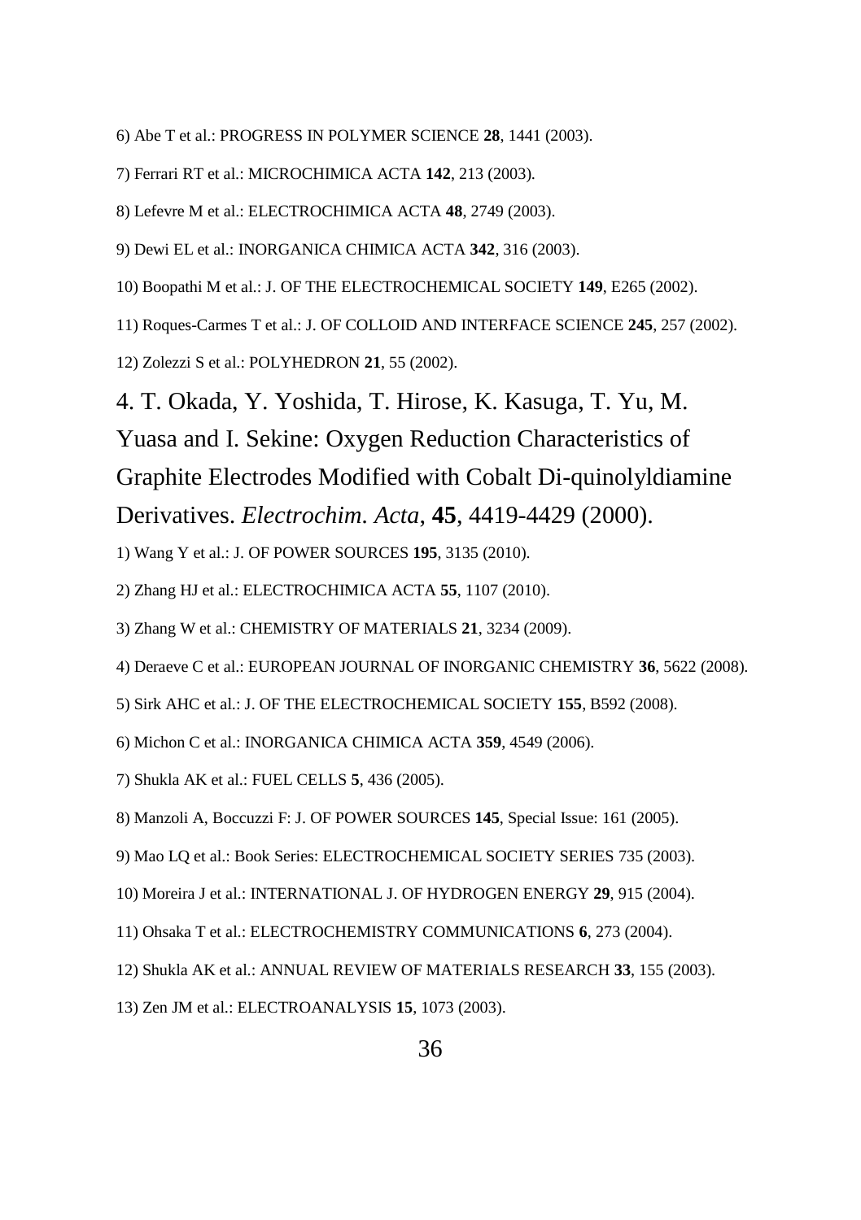6) Abe T et al.: PROGRESS IN POLYMER SCIENCE **28**, 1441 (2003).

7) Ferrari RT et al.: MICROCHIMICA ACTA **142**, 213 (2003).

8) Lefevre M et al.: ELECTROCHIMICA ACTA **48**, 2749 (2003).

9) Dewi EL et al.: INORGANICA CHIMICA ACTA **342**, 316 (2003).

10) Boopathi M et al.: J. OF THE ELECTROCHEMICAL SOCIETY **149**, E265 (2002).

11) Roques-Carmes T et al.: J. OF COLLOID AND INTERFACE SCIENCE **245**, 257 (2002).

12) Zolezzi S et al.: POLYHEDRON **21**, 55 (2002).

4. T. Okada, Y. Yoshida, T. Hirose, K. Kasuga, T. Yu, M. Yuasa and I. Sekine: Oxygen Reduction Characteristics of Graphite Electrodes Modified with Cobalt Di-quinolyldiamine Derivatives. *Electrochim. Acta*, **45**, 4419-4429 (2000).

1) Wang Y et al.: J. OF POWER SOURCES **195**, 3135 (2010).

2) Zhang HJ et al.: ELECTROCHIMICA ACTA **55**, 1107 (2010).

3) Zhang W et al.: CHEMISTRY OF MATERIALS **21**, 3234 (2009).

4) Deraeve C et al.: EUROPEAN JOURNAL OF INORGANIC CHEMISTRY **36**, 5622 (2008).

5) Sirk AHC et al.: J. OF THE ELECTROCHEMICAL SOCIETY **155**, B592 (2008).

6) Michon C et al.: INORGANICA CHIMICA ACTA **359**, 4549 (2006).

7) Shukla AK et al.: FUEL CELLS **5**, 436 (2005).

8) Manzoli A, Boccuzzi F: J. OF POWER SOURCES **145**, Special Issue: 161 (2005).

9) Mao LQ et al.: Book Series: ELECTROCHEMICAL SOCIETY SERIES 735 (2003).

10) Moreira J et al.: INTERNATIONAL J. OF HYDROGEN ENERGY **29**, 915 (2004).

11) Ohsaka T et al.: ELECTROCHEMISTRY COMMUNICATIONS **6**, 273 (2004).

12) Shukla AK et al.: ANNUAL REVIEW OF MATERIALS RESEARCH **33**, 155 (2003).

13) Zen JM et al.: ELECTROANALYSIS **15**, 1073 (2003).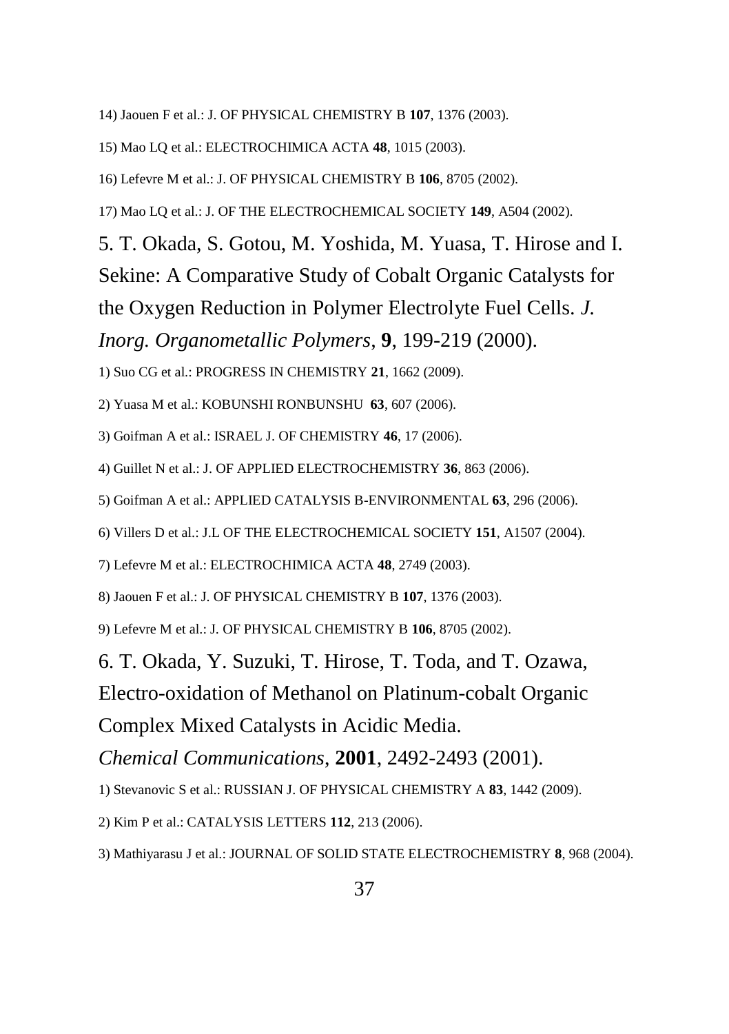14) Jaouen F et al.: J. OF PHYSICAL CHEMISTRY B **107**, 1376 (2003).

15) Mao LQ et al.: ELECTROCHIMICA ACTA **48**, 1015 (2003).

16) Lefevre M et al.: J. OF PHYSICAL CHEMISTRY B **106**, 8705 (2002).

17) Mao LQ et al.: J. OF THE ELECTROCHEMICAL SOCIETY **149**, A504 (2002).

5. T. Okada, S. Gotou, M. Yoshida, M. Yuasa, T. Hirose and I. Sekine: A Comparative Study of Cobalt Organic Catalysts for the Oxygen Reduction in Polymer Electrolyte Fuel Cells. *J. Inorg. Organometallic Polymers*, **9**, 199-219 (2000).

1) Suo CG et al.: PROGRESS IN CHEMISTRY **21**, 1662 (2009).

2) Yuasa M et al.: KOBUNSHI RONBUNSHU **63**, 607 (2006).

3) Goifman A et al.: ISRAEL J. OF CHEMISTRY **46**, 17 (2006).

4) Guillet N et al.: J. OF APPLIED ELECTROCHEMISTRY **36**, 863 (2006).

5) Goifman A et al.: APPLIED CATALYSIS B-ENVIRONMENTAL **63**, 296 (2006).

6) Villers D et al.: J.L OF THE ELECTROCHEMICAL SOCIETY **151**, A1507 (2004).

7) Lefevre M et al.: ELECTROCHIMICA ACTA **48**, 2749 (2003).

8) Jaouen F et al.: J. OF PHYSICAL CHEMISTRY B **107**, 1376 (2003).

9) Lefevre M et al.: J. OF PHYSICAL CHEMISTRY B **106**, 8705 (2002).

6. T. Okada, Y. Suzuki, T. Hirose, T. Toda, and T. Ozawa, Electro-oxidation of Methanol on Platinum-cobalt Organic Complex Mixed Catalysts in Acidic Media. *Chemical Communications*, **2001**, 2492-2493 (2001).

1) Stevanovic S et al.: RUSSIAN J. OF PHYSICAL CHEMISTRY A **83**, 1442 (2009).

2) Kim P et al.: CATALYSIS LETTERS **112**, 213 (2006).

3) Mathiyarasu J et al.: JOURNAL OF SOLID STATE ELECTROCHEMISTRY **8**, 968 (2004).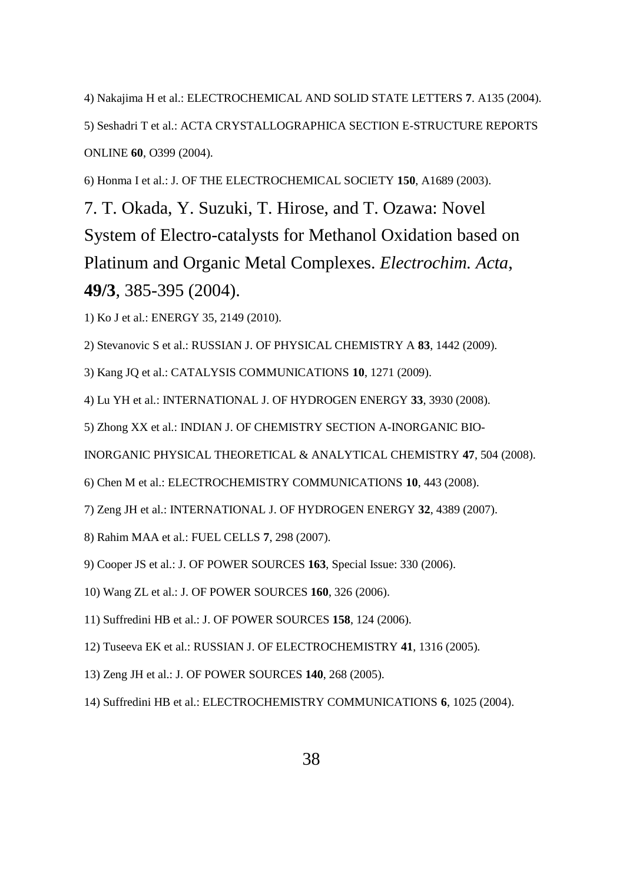4) Nakajima H et al.: ELECTROCHEMICAL AND SOLID STATE LETTERS **7**. A135 (2004).

5) Seshadri T et al.: ACTA CRYSTALLOGRAPHICA SECTION E-STRUCTURE REPORTS ONLINE **60**, O399 (2004).

6) Honma I et al.: J. OF THE ELECTROCHEMICAL SOCIETY **150**, A1689 (2003).

7. T. Okada, Y. Suzuki, T. Hirose, and T. Ozawa: Novel System of Electro-catalysts for Methanol Oxidation based on Platinum and Organic Metal Complexes. *Electrochim. Acta*, **49/3**, 385-395 (2004).

1) Ko J et al.: ENERGY 35, 2149 (2010).

2) Stevanovic S et al.: RUSSIAN J. OF PHYSICAL CHEMISTRY A **83**, 1442 (2009).

3) Kang JQ et al.: CATALYSIS COMMUNICATIONS **10**, 1271 (2009).

4) Lu YH et al.: INTERNATIONAL J. OF HYDROGEN ENERGY **33**, 3930 (2008).

5) Zhong XX et al.: INDIAN J. OF CHEMISTRY SECTION A-INORGANIC BIO-INORGANIC PHYSICAL THEORETICAL & ANALYTICAL CHEMISTRY **47**, 504 (2008).

6) Chen M et al.: ELECTROCHEMISTRY COMMUNICATIONS **10**, 443 (2008).

7) Zeng JH et al.: INTERNATIONAL J. OF HYDROGEN ENERGY **32**, 4389 (2007).

8) Rahim MAA et al.: FUEL CELLS **7**, 298 (2007).

9) Cooper JS et al.: J. OF POWER SOURCES **163**, Special Issue: 330 (2006).

10) Wang ZL et al.: J. OF POWER SOURCES **160**, 326 (2006).

11) Suffredini HB et al.: J. OF POWER SOURCES **158**, 124 (2006).

12) Tuseeva EK et al.: RUSSIAN J. OF ELECTROCHEMISTRY **41**, 1316 (2005).

13) Zeng JH et al.: J. OF POWER SOURCES **140**, 268 (2005).

14) Suffredini HB et al.: ELECTROCHEMISTRY COMMUNICATIONS **6**, 1025 (2004).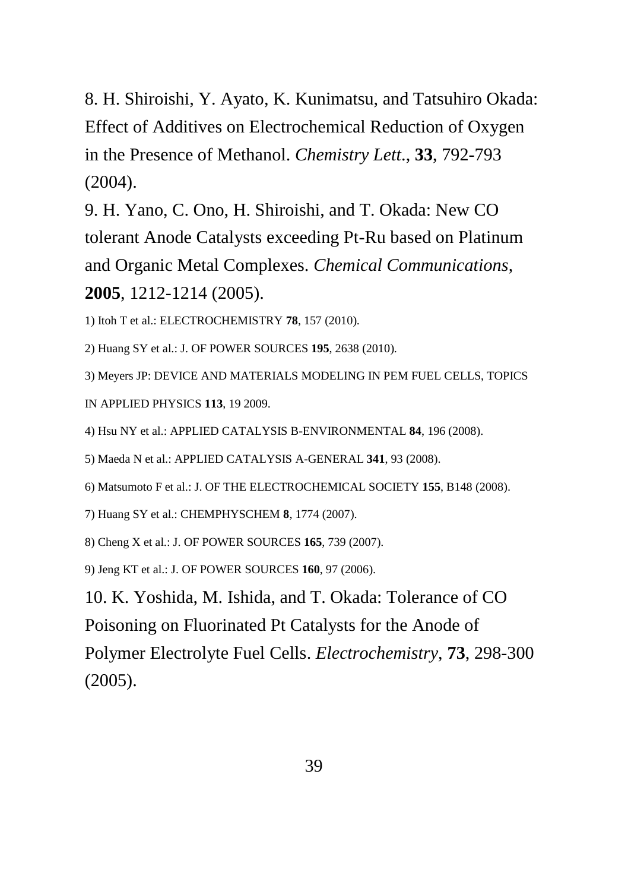8. H. Shiroishi, Y. Ayato, K. Kunimatsu, and Tatsuhiro Okada: Effect of Additives on Electrochemical Reduction of Oxygen in the Presence of Methanol. *Chemistry Lett.*, **33**, 792-793 (2004).

9. H. Yano, C. Ono, H. Shiroishi, and T. Okada: New CO tolerant Anode Catalysts exceeding Pt-Ru based on Platinum and Organic Metal Complexes. *Chemical Communications*, **2005**, 1212-1214 (2005).

1) Itoh T et al.: ELECTROCHEMISTRY **78**, 157 (2010).

2) Huang SY et al.: J. OF POWER SOURCES **195**, 2638 (2010).

3) Meyers JP: DEVICE AND MATERIALS MODELING IN PEM FUEL CELLS, TOPICS IN APPLIED PHYSICS **113**, 19 2009.

4) Hsu NY et al.: APPLIED CATALYSIS B-ENVIRONMENTAL **84**, 196 (2008).

5) Maeda N et al.: APPLIED CATALYSIS A-GENERAL **341**, 93 (2008).

6) Matsumoto F et al.: J. OF THE ELECTROCHEMICAL SOCIETY **155**, B148 (2008).

7) Huang SY et al.: CHEMPHYSCHEM **8**, 1774 (2007).

8) Cheng X et al.: J. OF POWER SOURCES **165**, 739 (2007).

9) Jeng KT et al.: J. OF POWER SOURCES **160**, 97 (2006).

10. K. Yoshida, M. Ishida, and T. Okada: Tolerance of CO Poisoning on Fluorinated Pt Catalysts for the Anode of Polymer Electrolyte Fuel Cells. *Electrochemistry*, **73**, 298-300 (2005).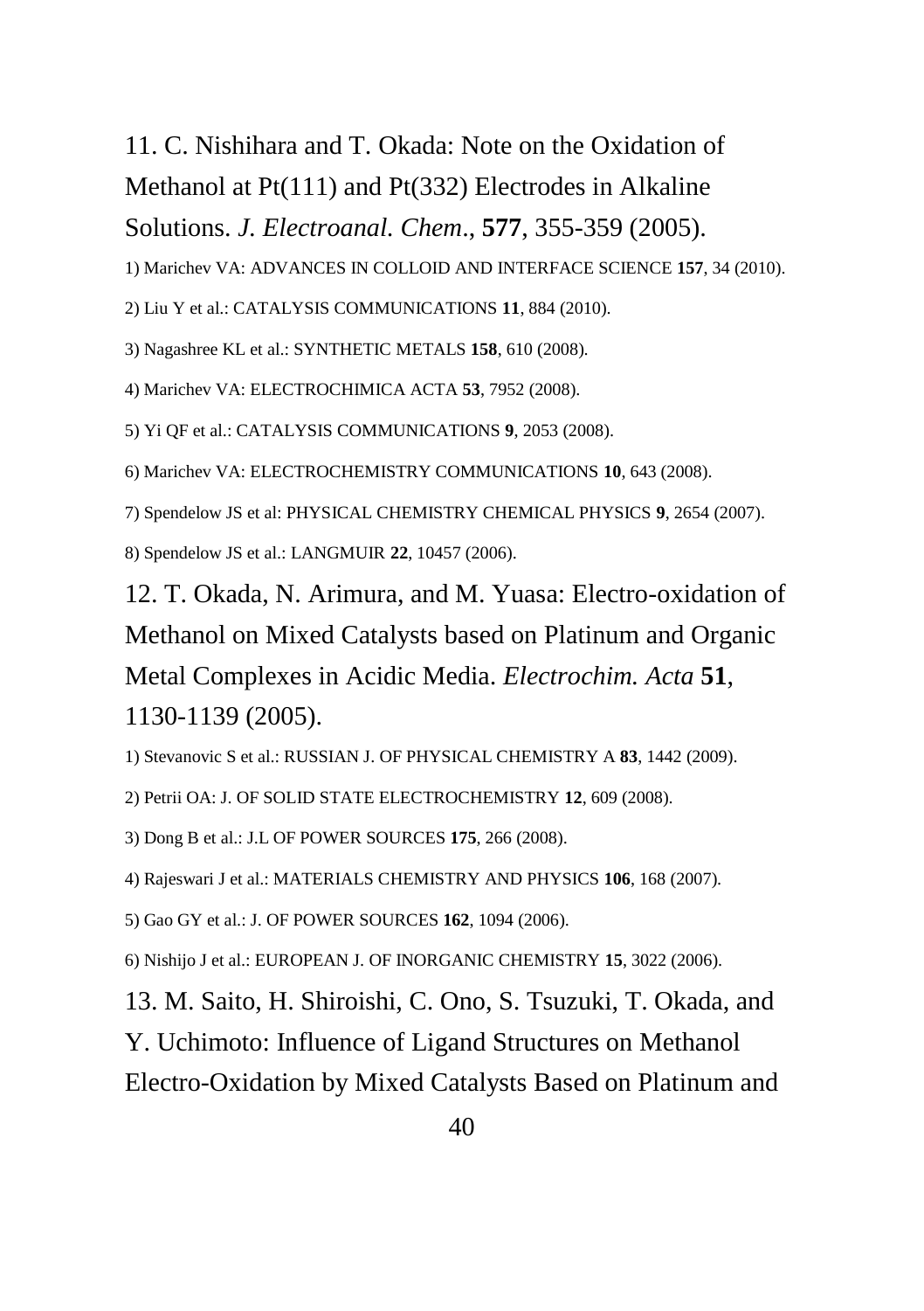11. C. Nishihara and T. Okada: Note on the Oxidation of Methanol at Pt(111) and Pt(332) Electrodes in Alkaline Solutions. *J. Electroanal. Chem*., **577**, 355-359 (2005).

1) Marichev VA: ADVANCES IN COLLOID AND INTERFACE SCIENCE **157**, 34 (2010).

2) Liu Y et al.: CATALYSIS COMMUNICATIONS **11**, 884 (2010).

3) Nagashree KL et al.: SYNTHETIC METALS **158**, 610 (2008).

4) Marichev VA: ELECTROCHIMICA ACTA **53**, 7952 (2008).

5) Yi QF et al.: CATALYSIS COMMUNICATIONS **9**, 2053 (2008).

6) Marichev VA: ELECTROCHEMISTRY COMMUNICATIONS **10**, 643 (2008).

7) Spendelow JS et al: PHYSICAL CHEMISTRY CHEMICAL PHYSICS **9**, 2654 (2007).

8) Spendelow JS et al.: LANGMUIR **22**, 10457 (2006).

12. T. Okada, N. Arimura, and M. Yuasa: Electro-oxidation of Methanol on Mixed Catalysts based on Platinum and Organic Metal Complexes in Acidic Media. *Electrochim. Acta* **51**, 1130-1139 (2005).

1) Stevanovic S et al.: RUSSIAN J. OF PHYSICAL CHEMISTRY A **83**, 1442 (2009).

2) Petrii OA: J. OF SOLID STATE ELECTROCHEMISTRY **12**, 609 (2008).

3) Dong B et al.: J.L OF POWER SOURCES **175**, 266 (2008).

4) Rajeswari J et al.: MATERIALS CHEMISTRY AND PHYSICS **106**, 168 (2007).

5) Gao GY et al.: J. OF POWER SOURCES **162**, 1094 (2006).

6) Nishijo J et al.: EUROPEAN J. OF INORGANIC CHEMISTRY **15**, 3022 (2006).

13. M. Saito, H. Shiroishi, C. Ono, S. Tsuzuki, T. Okada, and Y. Uchimoto: Influence of Ligand Structures on Methanol Electro-Oxidation by Mixed Catalysts Based on Platinum and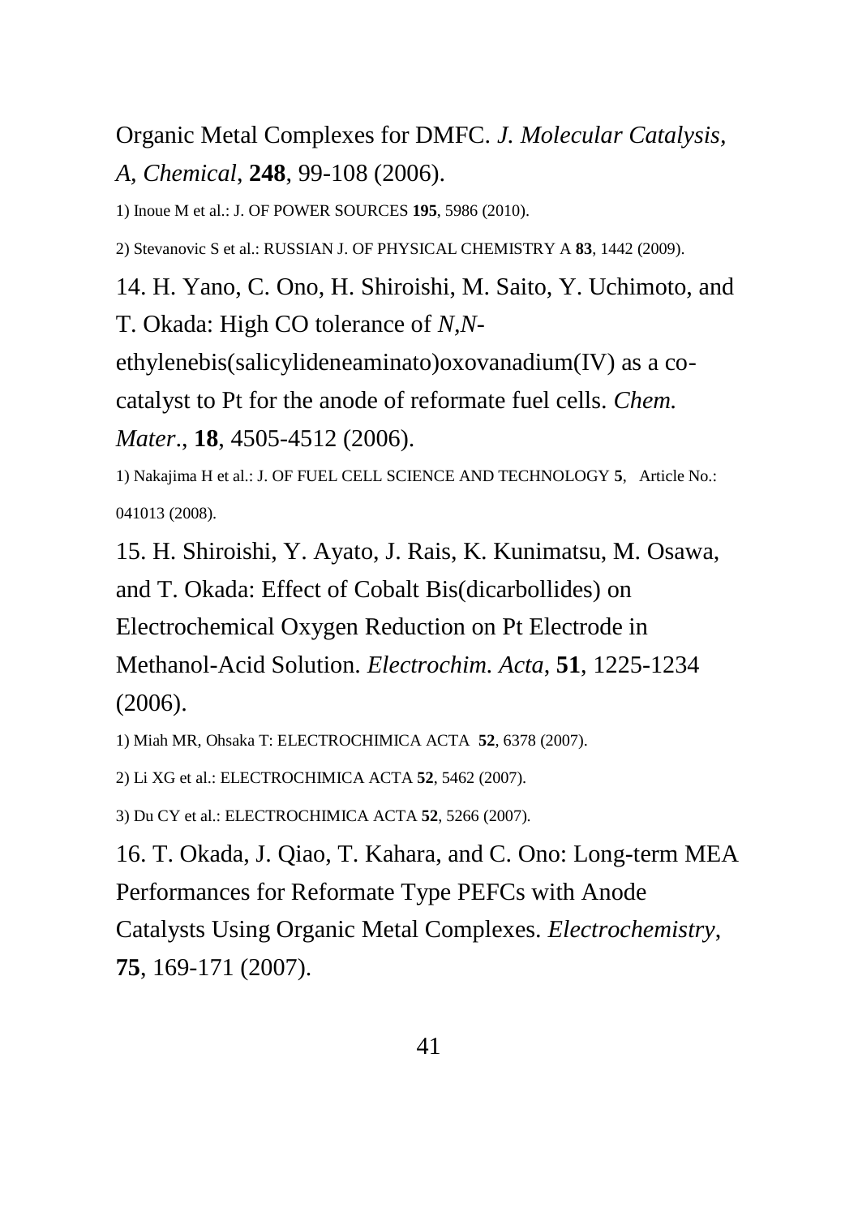Organic Metal Complexes for DMFC. *J. Molecular Catalysis, A, Chemical*, **248**, 99-108 (2006).

1) Inoue M et al.: J. OF POWER SOURCES **195**, 5986 (2010).

2) Stevanovic S et al.: RUSSIAN J. OF PHYSICAL CHEMISTRY A **83**, 1442 (2009).

14. H. Yano, C. Ono, H. Shiroishi, M. Saito, Y. Uchimoto, and T. Okada: High CO tolerance of *N*,*N*-ethylenebis(salicylideneaminato)oxovanadium(IV) as a co-catalyst to Pt for the anode of reformate fuel cells. *Chem. Mater*., **18**, 4505-4512 (2006).

1) Nakajima H et al.: J. OF FUEL CELL SCIENCE AND TECHNOLOGY **5**, Article No.: 041013 (2008).

15. H. Shiroishi, Y. Ayato, J. Rais, K. Kunimatsu, M. Osawa, and T. Okada: Effect of Cobalt Bis(dicarbollides) on Electrochemical Oxygen Reduction on Pt Electrode in Methanol-Acid Solution. *Electrochim. Acta*, **51**, 1225-1234 (2006).

1) Miah MR, Ohsaka T: ELECTROCHIMICA ACTA **52**, 6378 (2007).

2) Li XG et al.: ELECTROCHIMICA ACTA **52**, 5462 (2007).

3) Du CY et al.: ELECTROCHIMICA ACTA **52**, 5266 (2007).

16. T. Okada, J. Qiao, T. Kahara, and C. Ono: Long-term MEA Performances for Reformate Type PEFCs with Anode Catalysts Using Organic Metal Complexes. *Electrochemistry*, **75**, 169-171 (2007).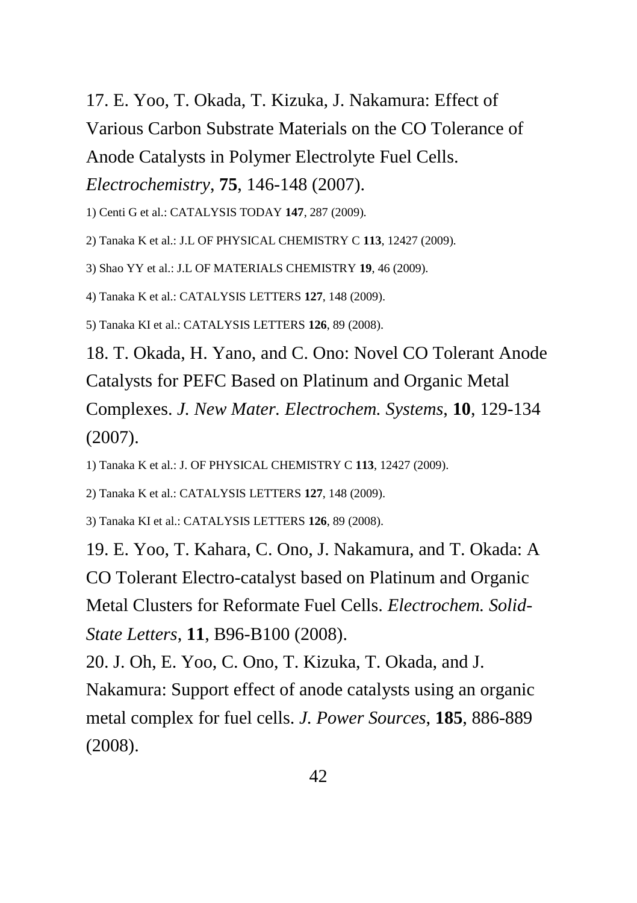17. E. Yoo, T. Okada, T. Kizuka, J. Nakamura: Effect of Various Carbon Substrate Materials on the CO Tolerance of Anode Catalysts in Polymer Electrolyte Fuel Cells. *Electrochemistry*, **75**, 146-148 (2007).

1) Centi G et al.: CATALYSIS TODAY **147**, 287 (2009).

2) Tanaka K et al.: J.L OF PHYSICAL CHEMISTRY C **113**, 12427 (2009).

3) Shao YY et al.: J.L OF MATERIALS CHEMISTRY **19**, 46 (2009).

4) Tanaka K et al.: CATALYSIS LETTERS **127**, 148 (2009).

5) Tanaka KI et al.: CATALYSIS LETTERS **126**, 89 (2008).

18. T. Okada, H. Yano, and C. Ono: Novel CO Tolerant Anode Catalysts for PEFC Based on Platinum and Organic Metal Complexes. *J. New Mater. Electrochem. Systems*, **10**, 129-134 (2007).

1) Tanaka K et al.: J. OF PHYSICAL CHEMISTRY C **113**, 12427 (2009).

2) Tanaka K et al.: CATALYSIS LETTERS **127**, 148 (2009).

3) Tanaka KI et al.: CATALYSIS LETTERS **126**, 89 (2008).

19. E. Yoo, T. Kahara, C. Ono, J. Nakamura, and T. Okada: A CO Tolerant Electro-catalyst based on Platinum and Organic Metal Clusters for Reformate Fuel Cells. *Electrochem. Solid-State Letters*, **11**, B96-B100 (2008).

20. J. Oh, E. Yoo, C. Ono, T. Kizuka, T. Okada, and J. Nakamura: Support effect of anode catalysts using an organic metal complex for fuel cells. *J. Power Sources*, **185**, 886-889 (2008).